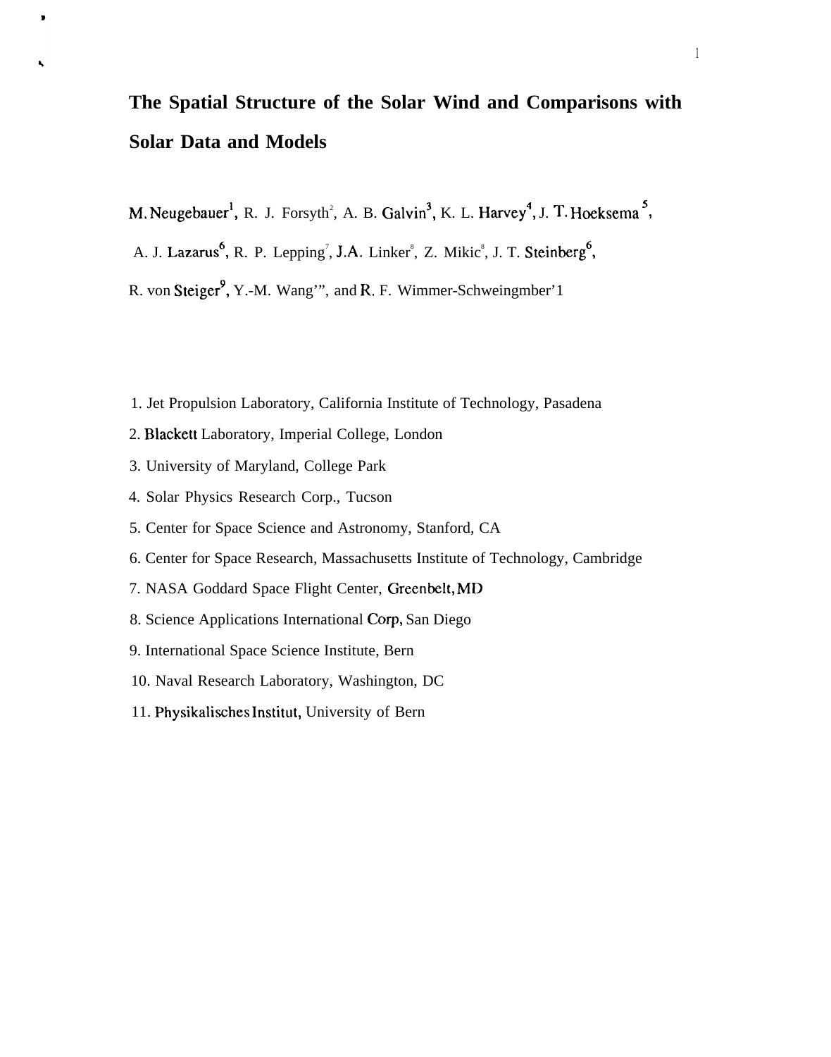# The Spatial Structure of the Solar Wind and Comparisons with Solar Data and Models

M. Neugebauer[1], R. J. Forsyth[2], A. B. Galvin[3], K. L. Harvey[4], J. T. Hoeksema[5], A. J. Lazarus[6], R. P. Lepping[7], J.A. Linker[8], Z. Mikic[8], J. T. Steinberg[6], R. von Steiger[9], Y.-M. Wang[10], and R. F. Wimmer-Schweingruber[11]

1. Jet Propulsion Laboratory, California Institute of Technology, Pasadena
2. Blackett Laboratory, Imperial College, London
3. University of Maryland, College Park
4. Solar Physics Research Corp., Tucson
5. Center for Space Science and Astronomy, Stanford, CA
6. Center for Space Research, Massachusetts Institute of Technology, Cambridge
7. NASA Goddard Space Flight Center, Greenbelt, MD
8. Science Applications International Corp, San Diego
9. International Space Science Institute, Bern
10. Naval Research Laboratory, Washington, DC
11. Physikalisches Institut, University of Bern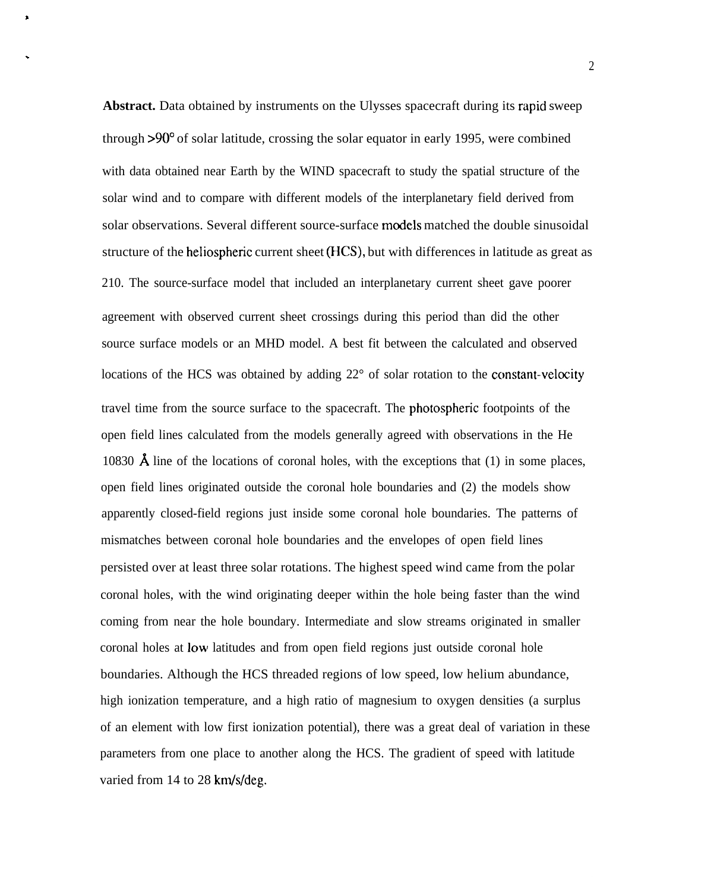**Abstract.** Data obtained by instruments on the Ulysses spacecraft during its rapid sweep through >90° of solar latitude, crossing the solar equator in early 1995, were combined with data obtained near Earth by the WIND spacecraft to study the spatial structure of the solar wind and to compare with different models of the interplanetary field derived from solar observations. Several different source-surface models matched the double sinusoidal structure of the heliospheric current sheet (HCS), but with differences in latitude as great as 210. The source-surface model that included an interplanetary current sheet gave poorer agreement with observed current sheet crossings during this period than did the other source surface models or an MHD model. A best fit between the calculated and observed locations of the HCS was obtained by adding 22° of solar rotation to the constant-velocity travel time from the source surface to the spacecraft. The photospheric footpoints of the open field lines calculated from the models generally agreed with observations in the He 10830 Å line of the locations of coronal holes, with the exceptions that (1) in some places, open field lines originated outside the coronal hole boundaries and (2) the models show apparently closed-field regions just inside some coronal hole boundaries. The patterns of mismatches between coronal hole boundaries and the envelopes of open field lines persisted over at least three solar rotations. The highest speed wind came from the polar coronal holes, with the wind originating deeper within the hole being faster than the wind coming from near the hole boundary. Intermediate and slow streams originated in smaller coronal holes at low latitudes and from open field regions just outside coronal hole boundaries. Although the HCS threaded regions of low speed, low helium abundance, high ionization temperature, and a high ratio of magnesium to oxygen densities (a surplus of an element with low first ionization potential), there was a great deal of variation in these parameters from one place to another along the HCS. The gradient of speed with latitude varied from 14 to 28 km/s/deg.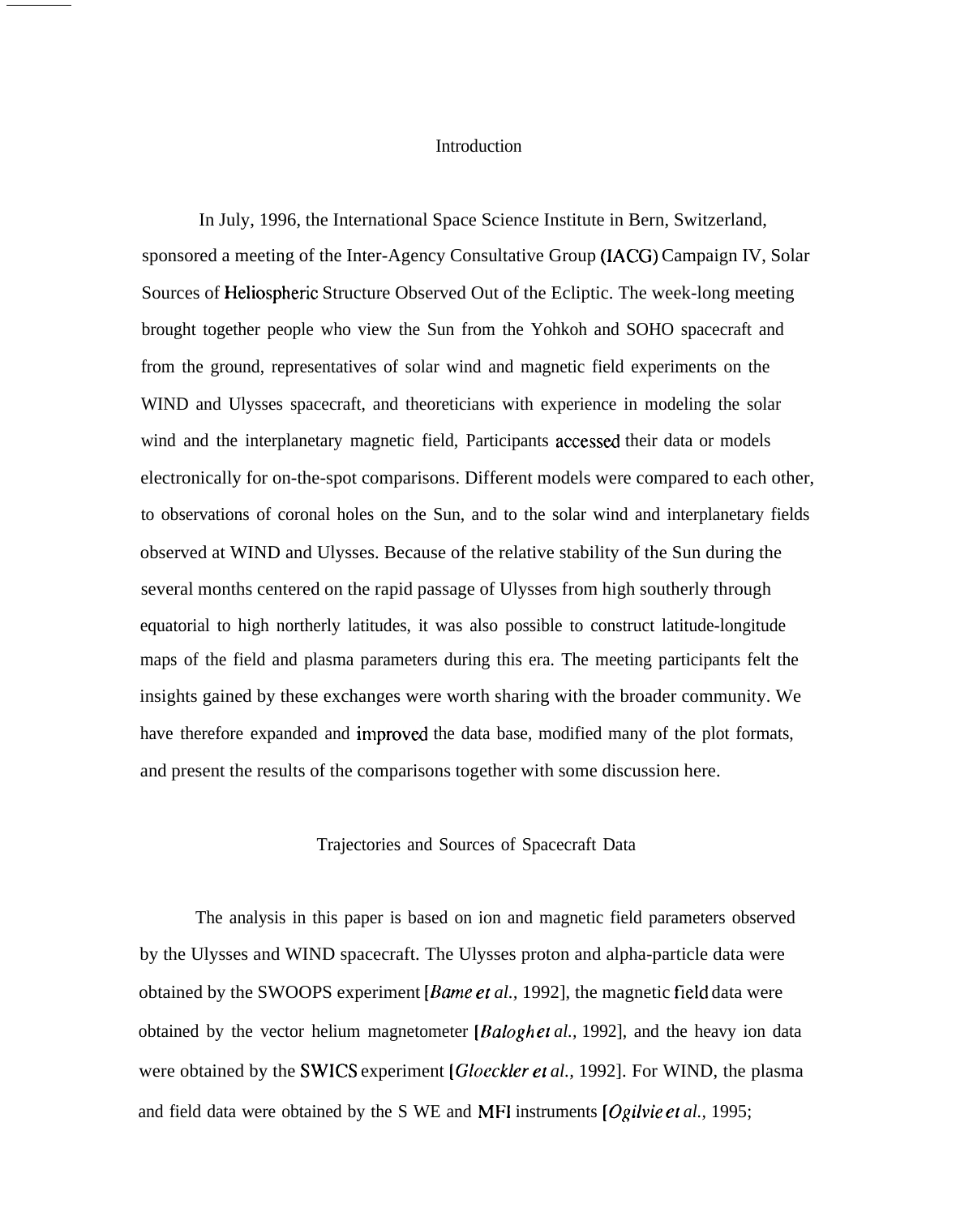## Introduction

In July, 1996, the International Space Science Institute in Bern, Switzerland, sponsored a meeting of the Inter-Agency Consultative Group (IACG) Campaign IV, Solar Sources of Heliospheric Structure Observed Out of the Ecliptic. The week-long meeting brought together people who view the Sun from the Yohkoh and SOHO spacecraft and from the ground, representatives of solar wind and magnetic field experiments on the WIND and Ulysses spacecraft, and theoreticians with experience in modeling the solar wind and the interplanetary magnetic field, Participants accessed their data or models electronically for on-the-spot comparisons. Different models were compared to each other, to observations of coronal holes on the Sun, and to the solar wind and interplanetary fields observed at WIND and Ulysses. Because of the relative stability of the Sun during the several months centered on the rapid passage of Ulysses from high southerly through equatorial to high northerly latitudes, it was also possible to construct latitude-longitude maps of the field and plasma parameters during this era. The meeting participants felt the insights gained by these exchanges were worth sharing with the broader community. We have therefore expanded and improved the data base, modified many of the plot formats, and present the results of the comparisons together with some discussion here.

## Trajectories and Sources of Spacecraft Data

The analysis in this paper is based on ion and magnetic field parameters observed by the Ulysses and WIND spacecraft. The Ulysses proton and alpha-particle data were obtained by the SWOOPS experiment [*Bame et al.*, 1992], the magnetic field data were obtained by the vector helium magnetometer [*Balogh et al.*, 1992], and the heavy ion data were obtained by the SWICS experiment [*Gloeckler et al.*, 1992]. For WIND, the plasma and field data were obtained by the S WE and MFI instruments [*Ogilvie et al.*, 1995;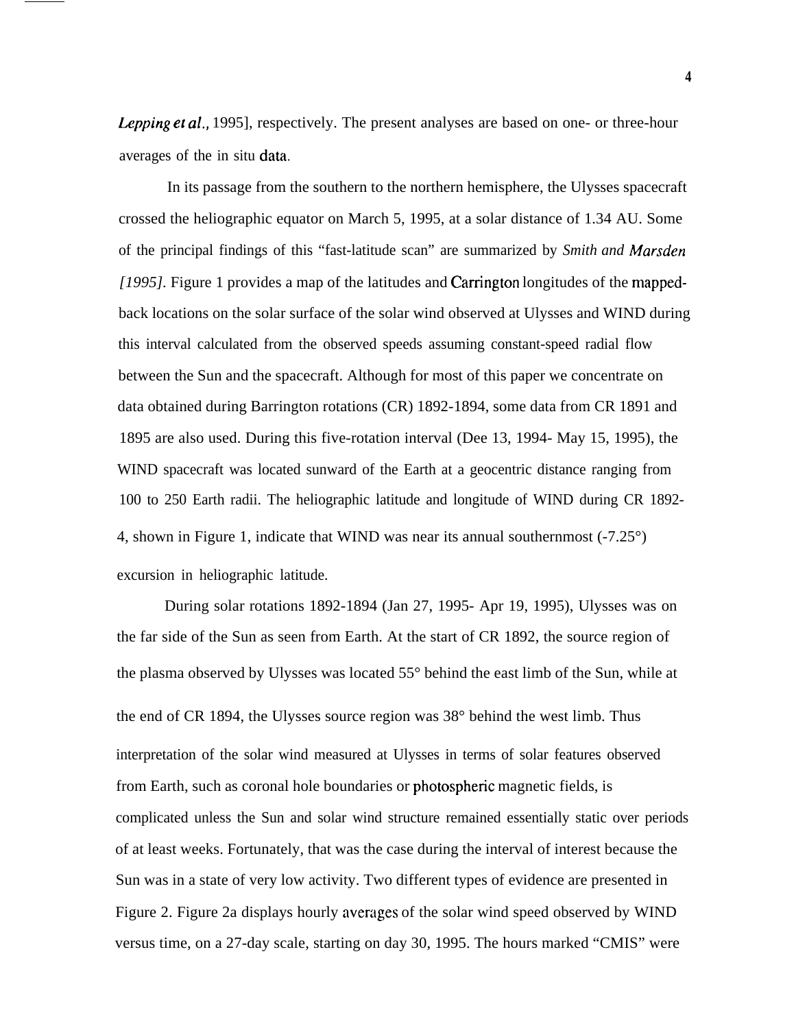*Lepping et al.,* 1995], respectively. The present analyses are based on one- or three-hour averages of the in situ data.

In its passage from the southern to the northern hemisphere, the Ulysses spacecraft crossed the heliographic equator on March 5, 1995, at a solar distance of 1.34 AU. Some of the principal findings of this "fast-latitude scan" are summarized by *Smith and Marsden [1995]*. Figure 1 provides a map of the latitudes and Carrington longitudes of the mapped-back locations on the solar surface of the solar wind observed at Ulysses and WIND during this interval calculated from the observed speeds assuming constant-speed radial flow between the Sun and the spacecraft. Although for most of this paper we concentrate on data obtained during Barrington rotations (CR) 1892-1894, some data from CR 1891 and 1895 are also used. During this five-rotation interval (Dee 13, 1994- May 15, 1995), the WIND spacecraft was located sunward of the Earth at a geocentric distance ranging from 100 to 250 Earth radii. The heliographic latitude and longitude of WIND during CR 1892-4, shown in Figure 1, indicate that WIND was near its annual southernmost (-7.25°) excursion in heliographic latitude.

During solar rotations 1892-1894 (Jan 27, 1995- Apr 19, 1995), Ulysses was on the far side of the Sun as seen from Earth. At the start of CR 1892, the source region of the plasma observed by Ulysses was located 55° behind the east limb of the Sun, while at the end of CR 1894, the Ulysses source region was 38° behind the west limb. Thus interpretation of the solar wind measured at Ulysses in terms of solar features observed from Earth, such as coronal hole boundaries or photospheric magnetic fields, is complicated unless the Sun and solar wind structure remained essentially static over periods of at least weeks. Fortunately, that was the case during the interval of interest because the Sun was in a state of very low activity. Two different types of evidence are presented in Figure 2. Figure 2a displays hourly averages of the solar wind speed observed by WIND versus time, on a 27-day scale, starting on day 30, 1995. The hours marked "CMIS" were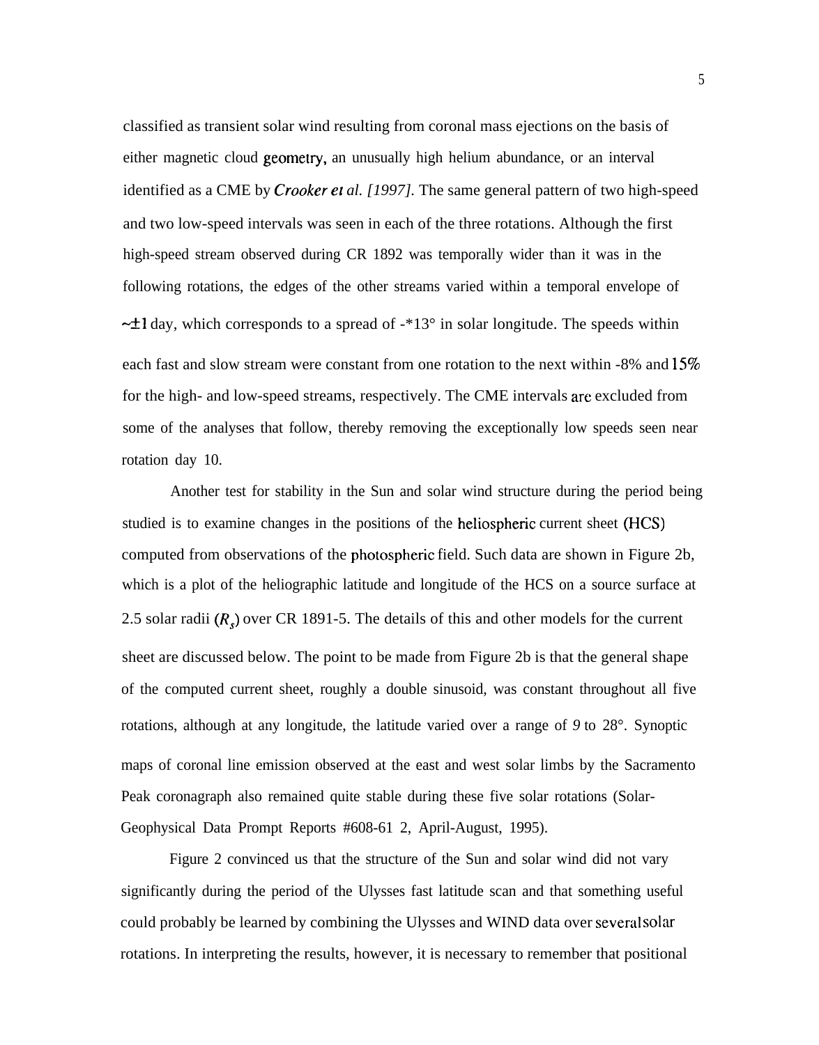classified as transient solar wind resulting from coronal mass ejections on the basis of either magnetic cloud geometry, an unusually high helium abundance, or an interval identified as a CME by *Crooker et al. [1997].* The same general pattern of two high-speed and two low-speed intervals was seen in each of the three rotations. Although the first high-speed stream observed during CR 1892 was temporally wider than it was in the following rotations, the edges of the other streams varied within a temporal envelope of ~±1 day, which corresponds to a spread of -*13° in solar longitude. The speeds within each fast and slow stream were constant from one rotation to the next within -8% and 15% for the high- and low-speed streams, respectively. The CME intervals are excluded from some of the analyses that follow, thereby removing the exceptionally low speeds seen near rotation day 10.

Another test for stability in the Sun and solar wind structure during the period being studied is to examine changes in the positions of the heliospheric current sheet (HCS) computed from observations of the photospheric field. Such data are shown in Figure 2b, which is a plot of the heliographic latitude and longitude of the HCS on a source surface at 2.5 solar radii ($R_s$) over CR 1891-5. The details of this and other models for the current sheet are discussed below. The point to be made from Figure 2b is that the general shape of the computed current sheet, roughly a double sinusoid, was constant throughout all five rotations, although at any longitude, the latitude varied over a range of *9* to 28°. Synoptic maps of coronal line emission observed at the east and west solar limbs by the Sacramento Peak coronagraph also remained quite stable during these five solar rotations (Solar-Geophysical Data Prompt Reports #608-61 2, April-August, 1995).

Figure 2 convinced us that the structure of the Sun and solar wind did not vary significantly during the period of the Ulysses fast latitude scan and that something useful could probably be learned by combining the Ulysses and WIND data over several solar rotations. In interpreting the results, however, it is necessary to remember that positional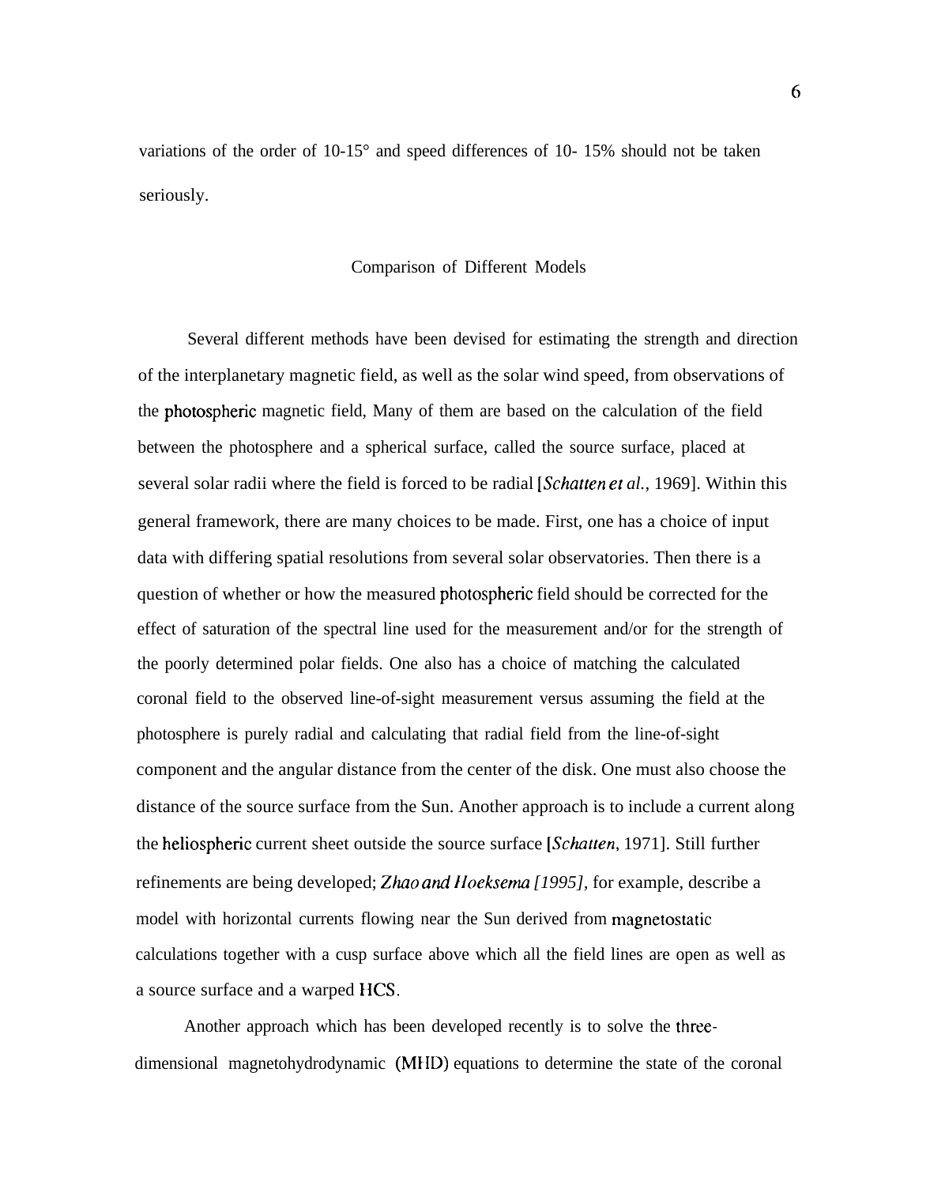variations of the order of 10-15° and speed differences of 10- 15% should not be taken seriously.

## Comparison of Different Models

Several different methods have been devised for estimating the strength and direction of the interplanetary magnetic field, as well as the solar wind speed, from observations of the photospheric magnetic field, Many of them are based on the calculation of the field between the photosphere and a spherical surface, called the source surface, placed at several solar radii where the field is forced to be radial [*Schatten et al.,* 1969]. Within this general framework, there are many choices to be made. First, one has a choice of input data with differing spatial resolutions from several solar observatories. Then there is a question of whether or how the measured photospheric field should be corrected for the effect of saturation of the spectral line used for the measurement and/or for the strength of the poorly determined polar fields. One also has a choice of matching the calculated coronal field to the observed line-of-sight measurement versus assuming the field at the photosphere is purely radial and calculating that radial field from the line-of-sight component and the angular distance from the center of the disk. One must also choose the distance of the source surface from the Sun. Another approach is to include a current along the heliospheric current sheet outside the source surface [*Schatten*, 1971]. Still further refinements are being developed; *Zhao and Hoeksema [1995]*, for example, describe a model with horizontal currents flowing near the Sun derived from magnetostatic calculations together with a cusp surface above which all the field lines are open as well as a source surface and a warped HCS.

Another approach which has been developed recently is to solve the three-dimensional magnetohydrodynamic (MHD) equations to determine the state of the coronal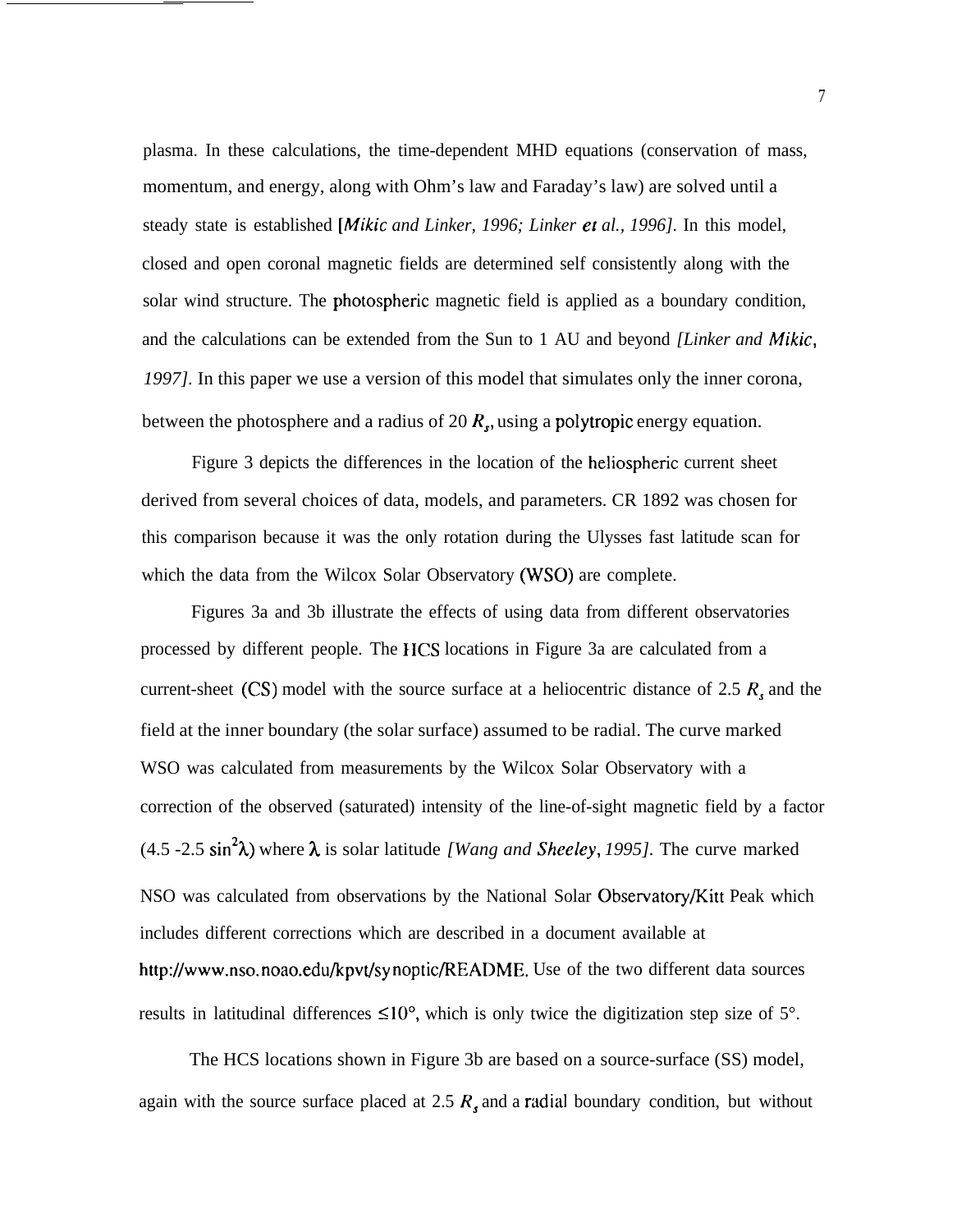plasma. In these calculations, the time-dependent MHD equations (conservation of mass, momentum, and energy, along with Ohm's law and Faraday's law) are solved until a steady state is established [*Mikic and Linker, 1996; Linker et al., 1996]*. In this model, closed and open coronal magnetic fields are determined self consistently along with the solar wind structure. The photospheric magnetic field is applied as a boundary condition, and the calculations can be extended from the Sun to 1 AU and beyond *[Linker and Mikic, 1997]*. In this paper we use a version of this model that simulates only the inner corona, between the photosphere and a radius of 20 $R_s$, using a polytropic energy equation.

Figure 3 depicts the differences in the location of the heliospheric current sheet derived from several choices of data, models, and parameters. CR 1892 was chosen for this comparison because it was the only rotation during the Ulysses fast latitude scan for which the data from the Wilcox Solar Observatory (WSO) are complete.

Figures 3a and 3b illustrate the effects of using data from different observatories processed by different people. The HCS locations in Figure 3a are calculated from a current-sheet (CS) model with the source surface at a heliocentric distance of 2.5 $R_s$ and the field at the inner boundary (the solar surface) assumed to be radial. The curve marked WSO was calculated from measurements by the Wilcox Solar Observatory with a correction of the observed (saturated) intensity of the line-of-sight magnetic field by a factor (4.5 -2.5 $\sin^2\lambda$) where $\lambda$ is solar latitude *[Wang and Sheeley, 1995]*. The curve marked NSO was calculated from observations by the National Solar Observatory/Kitt Peak which includes different corrections which are described in a document available at http://www.nso.noao.edu/kpvt/synoptic/README. Use of the two different data sources results in latitudinal differences $\leq 10°$, which is only twice the digitization step size of 5°.

The HCS locations shown in Figure 3b are based on a source-surface (SS) model, again with the source surface placed at 2.5 $R_s$ and a radial boundary condition, but without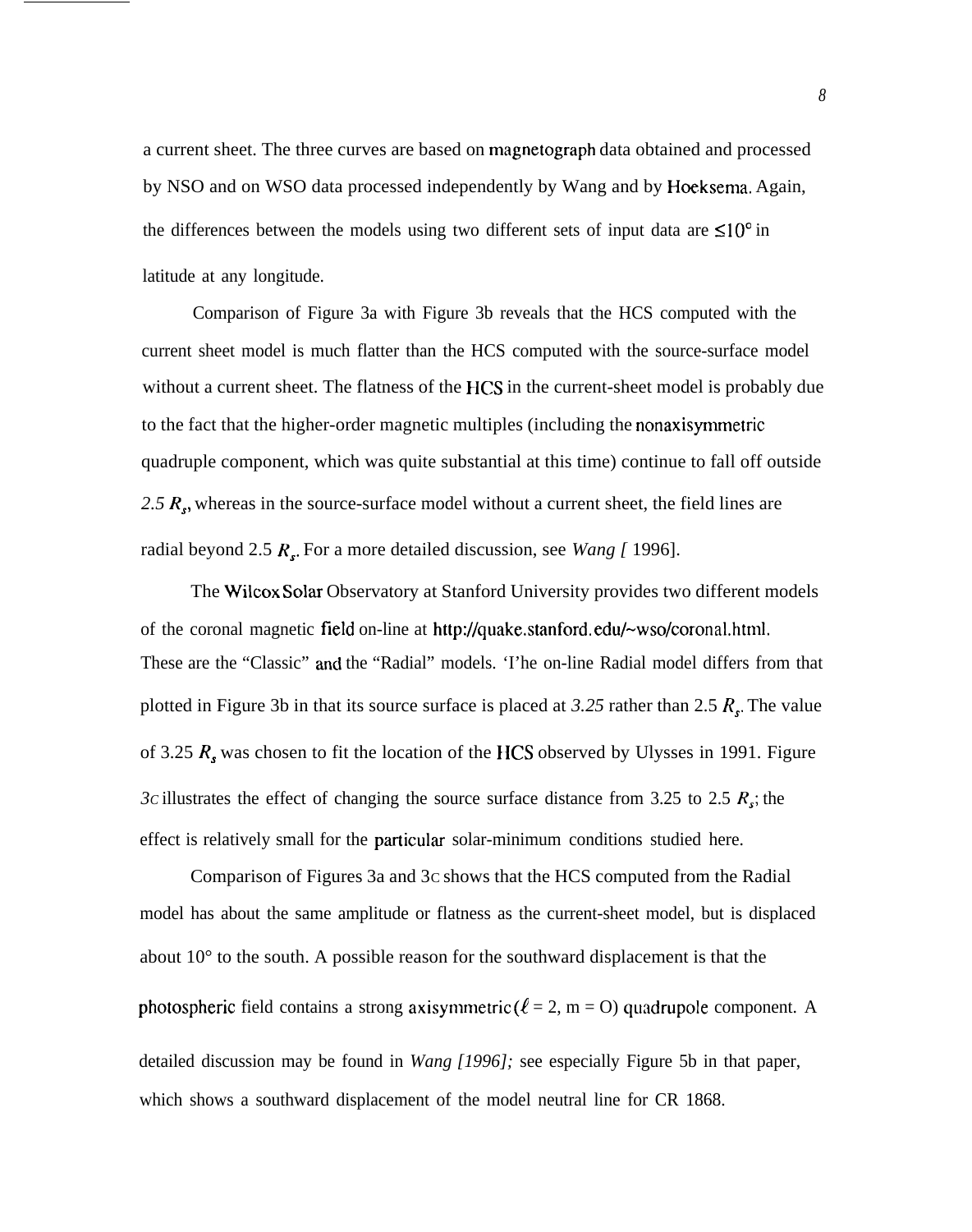a current sheet. The three curves are based on magnetograph data obtained and processed by NSO and on WSO data processed independently by Wang and by Hoeksema. Again, the differences between the models using two different sets of input data are ≤10° in latitude at any longitude.

Comparison of Figure 3a with Figure 3b reveals that the HCS computed with the current sheet model is much flatter than the HCS computed with the source-surface model without a current sheet. The flatness of the HCS in the current-sheet model is probably due to the fact that the higher-order magnetic multiples (including the nonaxisymmetric quadruple component, which was quite substantial at this time) continue to fall off outside *2.5* $R_s$, whereas in the source-surface model without a current sheet, the field lines are radial beyond 2.5 $R_s$. For a more detailed discussion, see *Wang [* 1996].

The Wilcox Solar Observatory at Stanford University provides two different models of the coronal magnetic field on-line at http://quake.stanford.edu/~wso/coronal.html. These are the "Classic" and the "Radial" models. 'I'he on-line Radial model differs from that plotted in Figure 3b in that its source surface is placed at *3.25* rather than 2.5 $R_s$. The value of 3.25 $R_s$ was chosen to fit the location of the HCS observed by Ulysses in 1991. Figure *3C* illustrates the effect of changing the source surface distance from 3.25 to 2.5 $R_s$; the effect is relatively small for the particular solar-minimum conditions studied here.

Comparison of Figures 3a and 3C shows that the HCS computed from the Radial model has about the same amplitude or flatness as the current-sheet model, but is displaced about 10° to the south. A possible reason for the southward displacement is that the photospheric field contains a strong axisymmetric ($\ell$ = 2, m = O) quadrupole component. A detailed discussion may be found in *Wang [1996];* see especially Figure 5b in that paper, which shows a southward displacement of the model neutral line for CR 1868.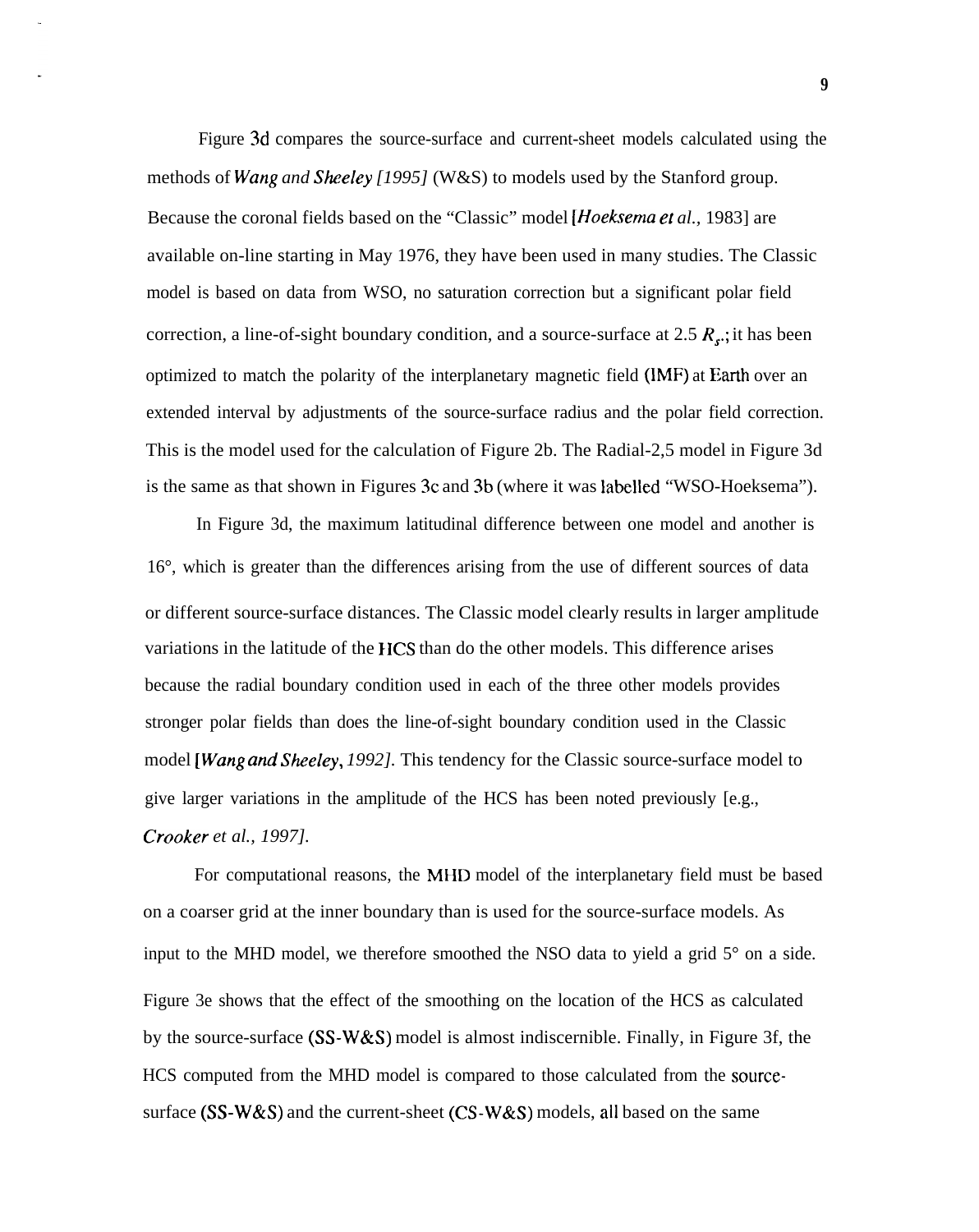Figure 3d compares the source-surface and current-sheet models calculated using the methods of *Wang and Sheeley [1995]* (W&S) to models used by the Stanford group. Because the coronal fields based on the "Classic" model [*Hoeksema et al.*, 1983] are available on-line starting in May 1976, they have been used in many studies. The Classic model is based on data from WSO, no saturation correction but a significant polar field correction, a line-of-sight boundary condition, and a source-surface at 2.5 $R_s$; it has been optimized to match the polarity of the interplanetary magnetic field (IMF) at Earth over an extended interval by adjustments of the source-surface radius and the polar field correction. This is the model used for the calculation of Figure 2b. The Radial-2,5 model in Figure 3d is the same as that shown in Figures 3c and 3b (where it was labelled "WSO-Hoeksema").

In Figure 3d, the maximum latitudinal difference between one model and another is 16°, which is greater than the differences arising from the use of different sources of data or different source-surface distances. The Classic model clearly results in larger amplitude variations in the latitude of the HCS than do the other models. This difference arises because the radial boundary condition used in each of the three other models provides stronger polar fields than does the line-of-sight boundary condition used in the Classic model [*Wang and Sheeley*, *1992]*. This tendency for the Classic source-surface model to give larger variations in the amplitude of the HCS has been noted previously [e.g., *Crooker et al., 1997]*.

For computational reasons, the MHD model of the interplanetary field must be based on a coarser grid at the inner boundary than is used for the source-surface models. As input to the MHD model, we therefore smoothed the NSO data to yield a grid 5° on a side. Figure 3e shows that the effect of the smoothing on the location of the HCS as calculated by the source-surface (SS-W&S) model is almost indiscernible. Finally, in Figure 3f, the HCS computed from the MHD model is compared to those calculated from the source-surface (SS-W&S) and the current-sheet (CS-W&S) models, all based on the same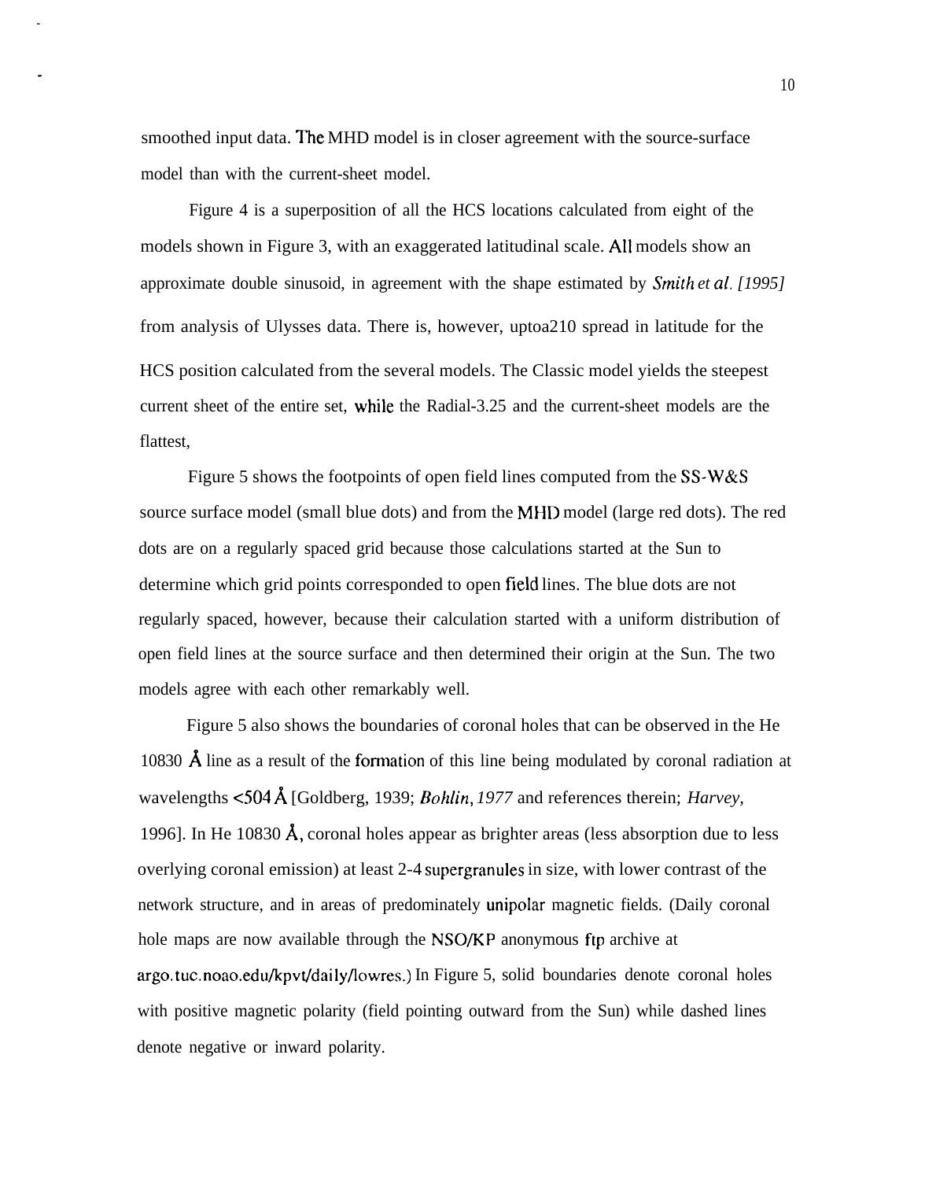smoothed input data. The MHD model is in closer agreement with the source-surface model than with the current-sheet model.

Figure 4 is a superposition of all the HCS locations calculated from eight of the models shown in Figure 3, with an exaggerated latitudinal scale. All models show an approximate double sinusoid, in agreement with the shape estimated by *Smith et al. [1995]* from analysis of Ulysses data. There is, however, uptoa210 spread in latitude for the HCS position calculated from the several models. The Classic model yields the steepest current sheet of the entire set, while the Radial-3.25 and the current-sheet models are the flattest,

Figure 5 shows the footpoints of open field lines computed from the SS-W&S source surface model (small blue dots) and from the MHD model (large red dots). The red dots are on a regularly spaced grid because those calculations started at the Sun to determine which grid points corresponded to open field lines. The blue dots are not regularly spaced, however, because their calculation started with a uniform distribution of open field lines at the source surface and then determined their origin at the Sun. The two models agree with each other remarkably well.

Figure 5 also shows the boundaries of coronal holes that can be observed in the He 10830 Å line as a result of the formation of this line being modulated by coronal radiation at wavelengths <504 Å [Goldberg, 1939; *Bohlin, 1977* and references therein; *Harvey*, 1996]. In He 10830 Å, coronal holes appear as brighter areas (less absorption due to less overlying coronal emission) at least 2-4 supergranules in size, with lower contrast of the network structure, and in areas of predominately unipolar magnetic fields. (Daily coronal hole maps are now available through the NSO/KP anonymous ftp archive at argo.tuc.noao.edu/kpvt/daily/lowres.) In Figure 5, solid boundaries denote coronal holes with positive magnetic polarity (field pointing outward from the Sun) while dashed lines denote negative or inward polarity.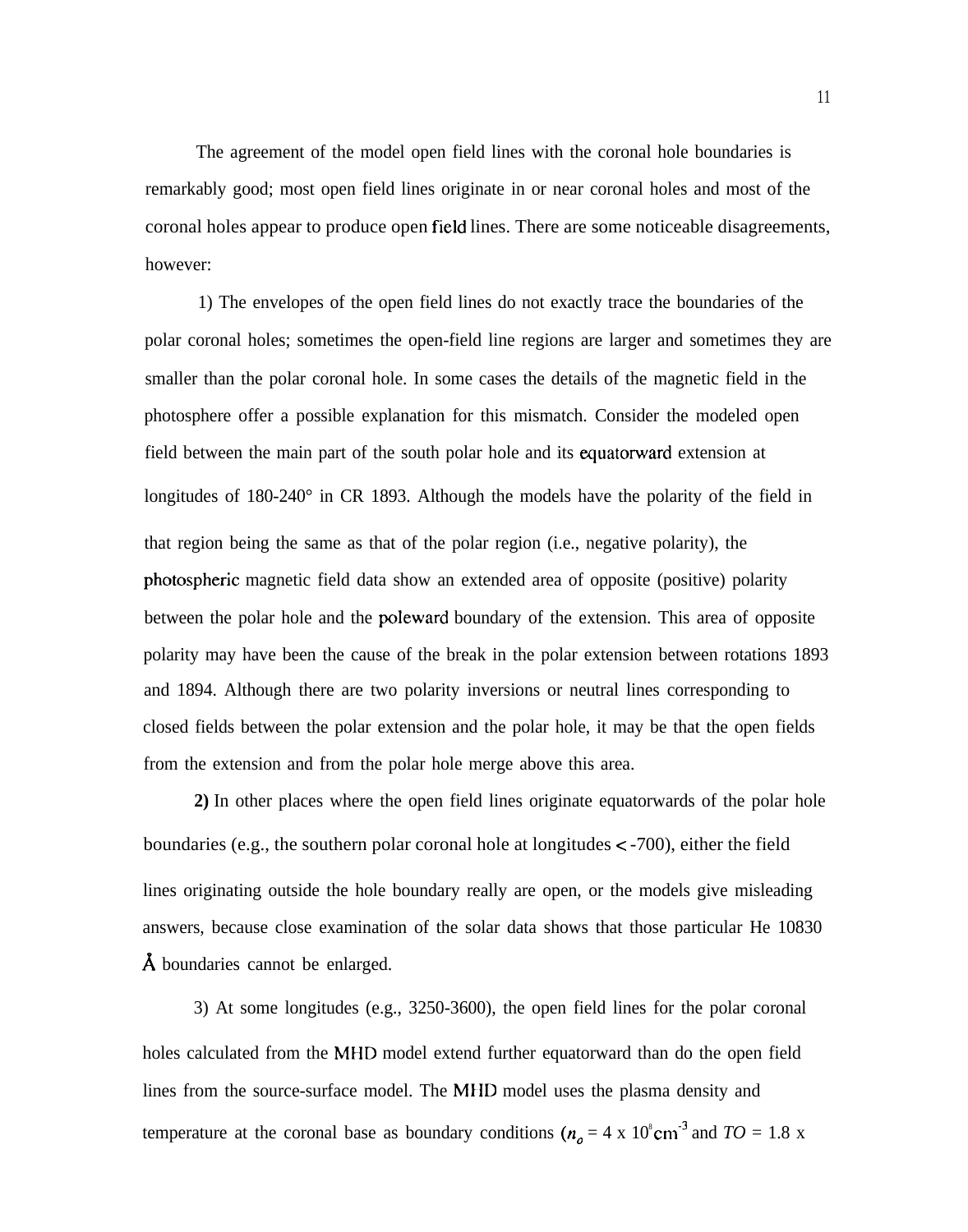The agreement of the model open field lines with the coronal hole boundaries is remarkably good; most open field lines originate in or near coronal holes and most of the coronal holes appear to produce open field lines. There are some noticeable disagreements, however:

1) The envelopes of the open field lines do not exactly trace the boundaries of the polar coronal holes; sometimes the open-field line regions are larger and sometimes they are smaller than the polar coronal hole. In some cases the details of the magnetic field in the photosphere offer a possible explanation for this mismatch. Consider the modeled open field between the main part of the south polar hole and its equatorward extension at longitudes of 180-240° in CR 1893. Although the models have the polarity of the field in that region being the same as that of the polar region (i.e., negative polarity), the photospheric magnetic field data show an extended area of opposite (positive) polarity between the polar hole and the poleward boundary of the extension. This area of opposite polarity may have been the cause of the break in the polar extension between rotations 1893 and 1894. Although there are two polarity inversions or neutral lines corresponding to closed fields between the polar extension and the polar hole, it may be that the open fields from the extension and from the polar hole merge above this area.

**2)** In other places where the open field lines originate equatorwards of the polar hole boundaries (e.g., the southern polar coronal hole at longitudes < -700), either the field lines originating outside the hole boundary really are open, or the models give misleading answers, because close examination of the solar data shows that those particular He 10830 Å boundaries cannot be enlarged.

3) At some longitudes (e.g., 3250-3600), the open field lines for the polar coronal holes calculated from the MHD model extend further equatorward than do the open field lines from the source-surface model. The MHD model uses the plasma density and temperature at the coronal base as boundary conditions ($n_o$ = 4 x $10^8$ $cm^{-3}$ and $TO$ = 1.8 x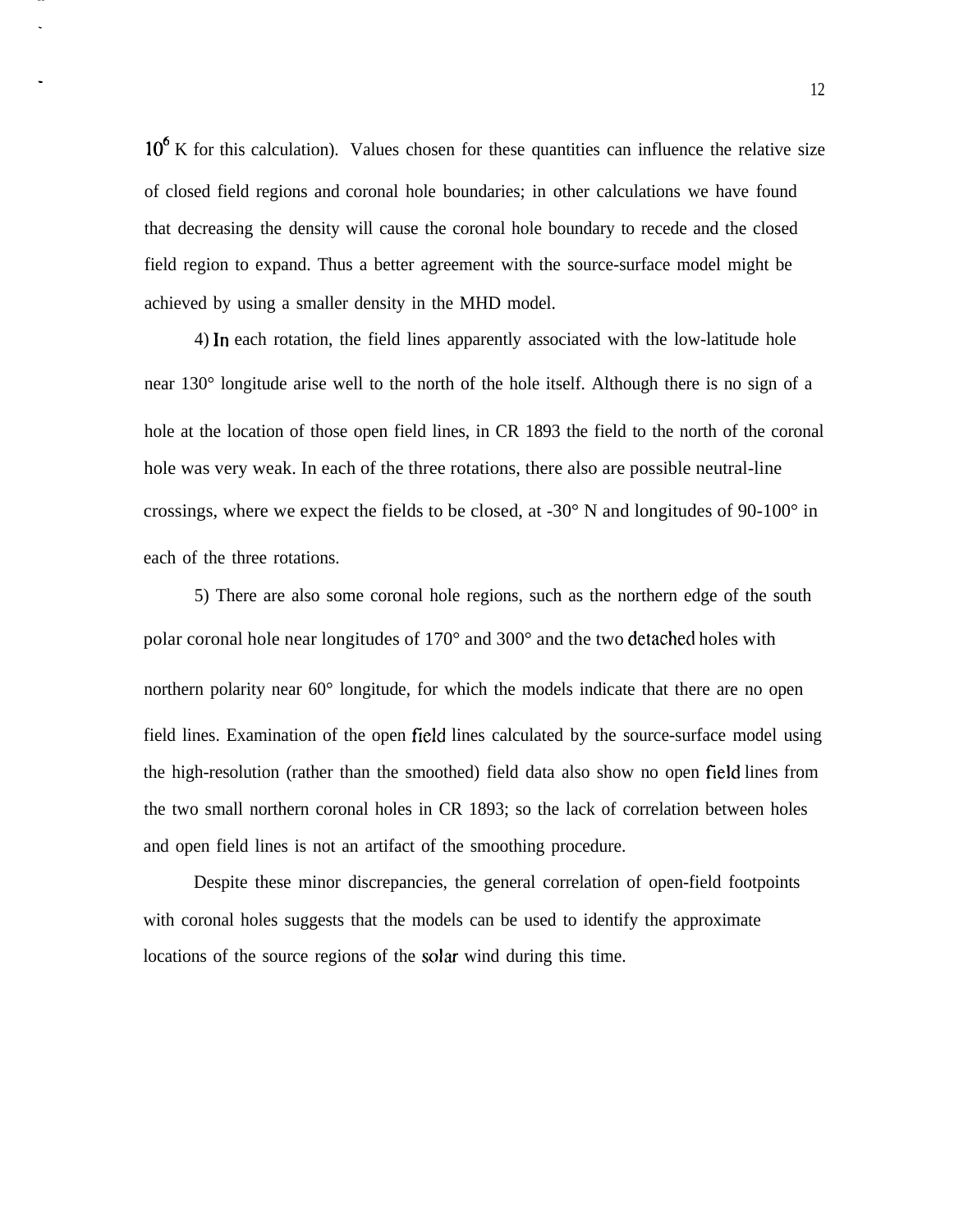$10^6$ K for this calculation). Values chosen for these quantities can influence the relative size of closed field regions and coronal hole boundaries; in other calculations we have found that decreasing the density will cause the coronal hole boundary to recede and the closed field region to expand. Thus a better agreement with the source-surface model might be achieved by using a smaller density in the MHD model.

4) In each rotation, the field lines apparently associated with the low-latitude hole near 130° longitude arise well to the north of the hole itself. Although there is no sign of a hole at the location of those open field lines, in CR 1893 the field to the north of the coronal hole was very weak. In each of the three rotations, there also are possible neutral-line crossings, where we expect the fields to be closed, at -30° N and longitudes of 90-100° in each of the three rotations.

5) There are also some coronal hole regions, such as the northern edge of the south polar coronal hole near longitudes of 170° and 300° and the two detached holes with northern polarity near 60° longitude, for which the models indicate that there are no open field lines. Examination of the open field lines calculated by the source-surface model using the high-resolution (rather than the smoothed) field data also show no open field lines from the two small northern coronal holes in CR 1893; so the lack of correlation between holes and open field lines is not an artifact of the smoothing procedure.

Despite these minor discrepancies, the general correlation of open-field footpoints with coronal holes suggests that the models can be used to identify the approximate locations of the source regions of the solar wind during this time.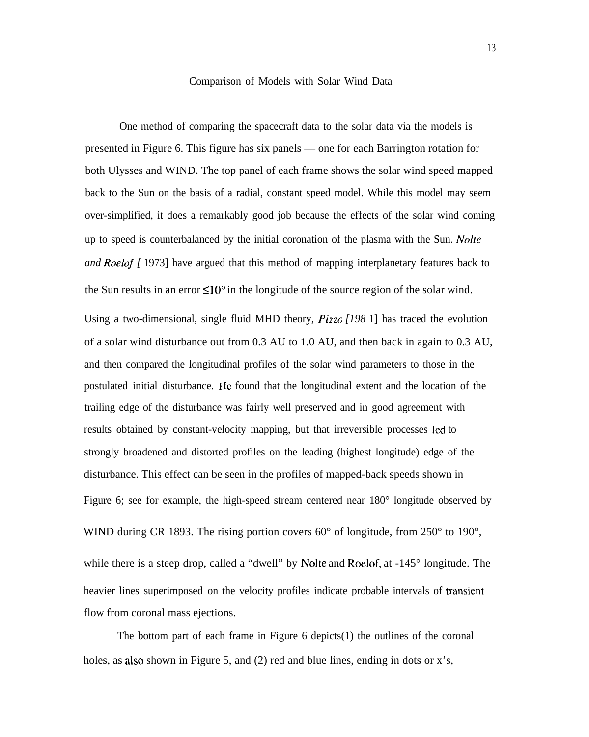## Comparison of Models with Solar Wind Data

One method of comparing the spacecraft data to the solar data via the models is presented in Figure 6. This figure has six panels — one for each Barrington rotation for both Ulysses and WIND. The top panel of each frame shows the solar wind speed mapped back to the Sun on the basis of a radial, constant speed model. While this model may seem over-simplified, it does a remarkably good job because the effects of the solar wind coming up to speed is counterbalanced by the initial coronation of the plasma with the Sun. *Nolte and Roelof* [1973] have argued that this method of mapping interplanetary features back to the Sun results in an error $\leq 10°$ in the longitude of the source region of the solar wind.

Using a two-dimensional, single fluid MHD theory, *Pizzo* [1981] has traced the evolution of a solar wind disturbance out from 0.3 AU to 1.0 AU, and then back in again to 0.3 AU, and then compared the longitudinal profiles of the solar wind parameters to those in the postulated initial disturbance. He found that the longitudinal extent and the location of the trailing edge of the disturbance was fairly well preserved and in good agreement with results obtained by constant-velocity mapping, but that irreversible processes led to strongly broadened and distorted profiles on the leading (highest longitude) edge of the disturbance. This effect can be seen in the profiles of mapped-back speeds shown in Figure 6; see for example, the high-speed stream centered near 180° longitude observed by WIND during CR 1893. The rising portion covers 60° of longitude, from 250° to 190°, while there is a steep drop, called a "dwell" by Nolte and Roelof, at -145° longitude. The heavier lines superimposed on the velocity profiles indicate probable intervals of transient flow from coronal mass ejections.

The bottom part of each frame in Figure 6 depicts(1) the outlines of the coronal holes, as also shown in Figure 5, and (2) red and blue lines, ending in dots or x's,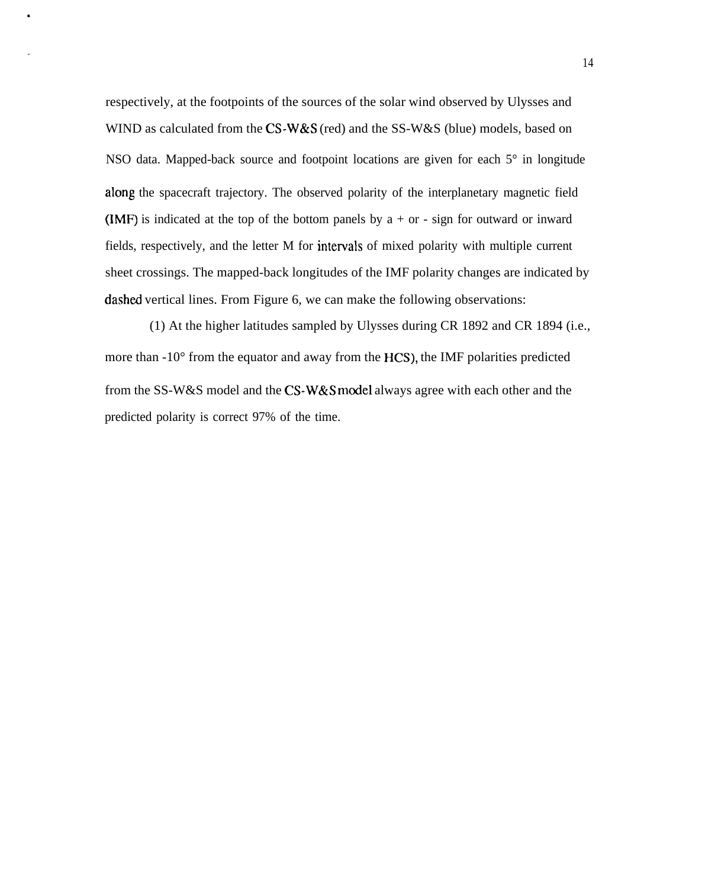respectively, at the footpoints of the sources of the solar wind observed by Ulysses and WIND as calculated from the CS-W&S (red) and the SS-W&S (blue) models, based on NSO data. Mapped-back source and footpoint locations are given for each 5° in longitude along the spacecraft trajectory. The observed polarity of the interplanetary magnetic field (IMF) is indicated at the top of the bottom panels by a + or - sign for outward or inward fields, respectively, and the letter M for intervals of mixed polarity with multiple current sheet crossings. The mapped-back longitudes of the IMF polarity changes are indicated by dashed vertical lines. From Figure 6, we can make the following observations:

(1) At the higher latitudes sampled by Ulysses during CR 1892 and CR 1894 (i.e., more than -10° from the equator and away from the HCS), the IMF polarities predicted from the SS-W&S model and the CS-W&S model always agree with each other and the predicted polarity is correct 97% of the time.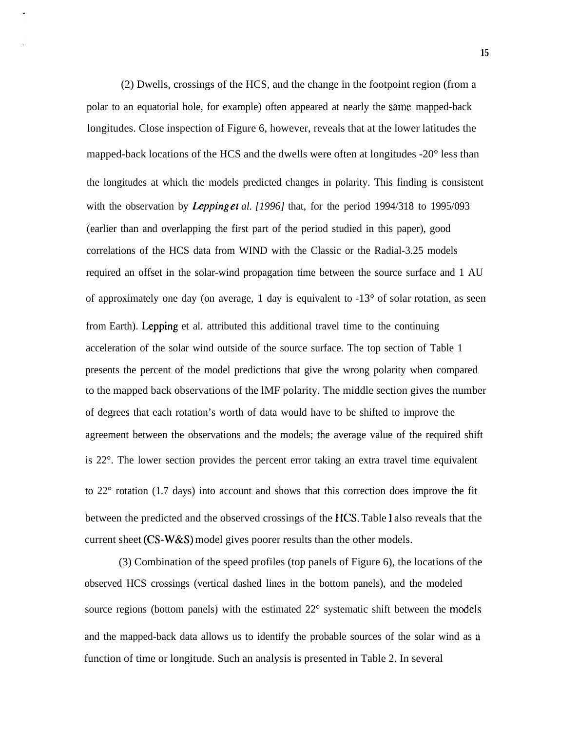(2) Dwells, crossings of the HCS, and the change in the footpoint region (from a polar to an equatorial hole, for example) often appeared at nearly the same mapped-back longitudes. Close inspection of Figure 6, however, reveals that at the lower latitudes the mapped-back locations of the HCS and the dwells were often at longitudes -20° less than the longitudes at which the models predicted changes in polarity. This finding is consistent with the observation by *Lepping et al. [1996]* that, for the period 1994/318 to 1995/093 (earlier than and overlapping the first part of the period studied in this paper), good correlations of the HCS data from WIND with the Classic or the Radial-3.25 models required an offset in the solar-wind propagation time between the source surface and 1 AU of approximately one day (on average, 1 day is equivalent to -13° of solar rotation, as seen from Earth). Lepping et al. attributed this additional travel time to the continuing acceleration of the solar wind outside of the source surface. The top section of Table 1 presents the percent of the model predictions that give the wrong polarity when compared to the mapped back observations of the lMF polarity. The middle section gives the number of degrees that each rotation's worth of data would have to be shifted to improve the agreement between the observations and the models; the average value of the required shift is 22°. The lower section provides the percent error taking an extra travel time equivalent to 22° rotation (1.7 days) into account and shows that this correction does improve the fit between the predicted and the observed crossings of the HCS. Table 1 also reveals that the current sheet (CS-W&S) model gives poorer results than the other models.

(3) Combination of the speed profiles (top panels of Figure 6), the locations of the observed HCS crossings (vertical dashed lines in the bottom panels), and the modeled source regions (bottom panels) with the estimated 22° systematic shift between the models and the mapped-back data allows us to identify the probable sources of the solar wind as a function of time or longitude. Such an analysis is presented in Table 2. In several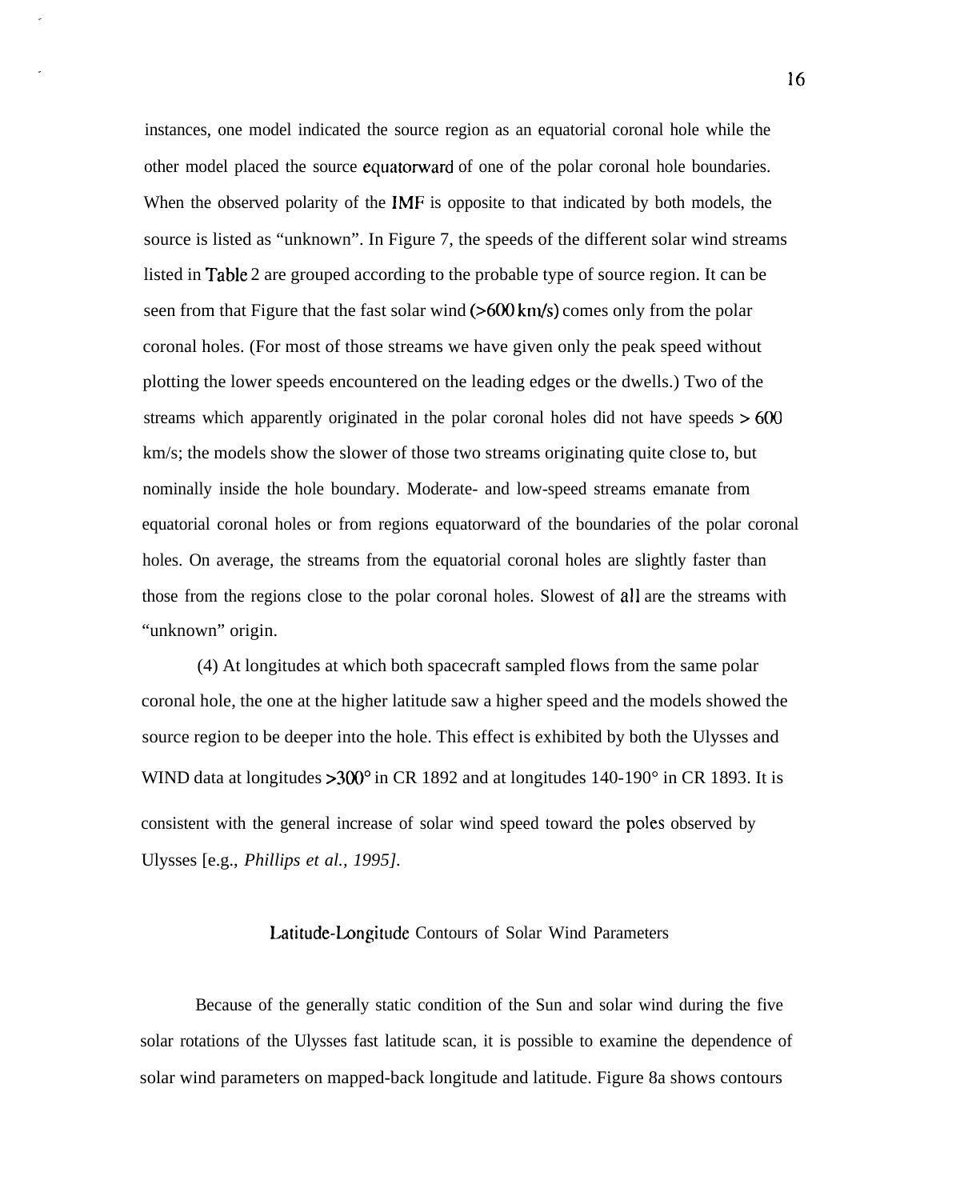instances, one model indicated the source region as an equatorial coronal hole while the other model placed the source equatorward of one of the polar coronal hole boundaries. When the observed polarity of the IMF is opposite to that indicated by both models, the source is listed as "unknown". In Figure 7, the speeds of the different solar wind streams listed in Table 2 are grouped according to the probable type of source region. It can be seen from that Figure that the fast solar wind (>600 km/s) comes only from the polar coronal holes. (For most of those streams we have given only the peak speed without plotting the lower speeds encountered on the leading edges or the dwells.) Two of the streams which apparently originated in the polar coronal holes did not have speeds > 600 km/s; the models show the slower of those two streams originating quite close to, but nominally inside the hole boundary. Moderate- and low-speed streams emanate from equatorial coronal holes or from regions equatorward of the boundaries of the polar coronal holes. On average, the streams from the equatorial coronal holes are slightly faster than those from the regions close to the polar coronal holes. Slowest of all are the streams with "unknown" origin.

(4) At longitudes at which both spacecraft sampled flows from the same polar coronal hole, the one at the higher latitude saw a higher speed and the models showed the source region to be deeper into the hole. This effect is exhibited by both the Ulysses and WIND data at longitudes >300° in CR 1892 and at longitudes 140-190° in CR 1893. It is consistent with the general increase of solar wind speed toward the poles observed by Ulysses [e.g., *Phillips et al., 1995].*

## Latitude-Longitude Contours of Solar Wind Parameters

Because of the generally static condition of the Sun and solar wind during the five solar rotations of the Ulysses fast latitude scan, it is possible to examine the dependence of solar wind parameters on mapped-back longitude and latitude. Figure 8a shows contours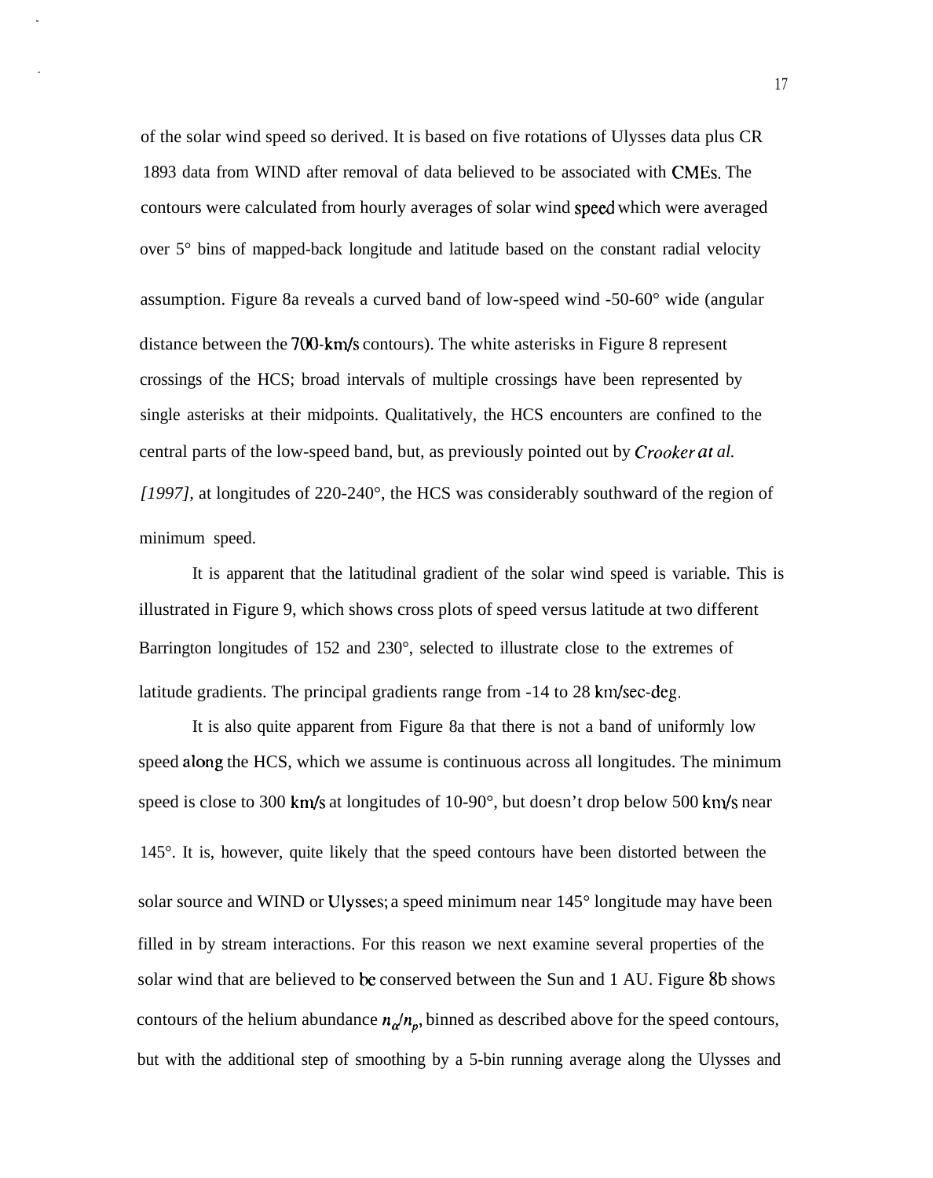of the solar wind speed so derived. It is based on five rotations of Ulysses data plus CR 1893 data from WIND after removal of data believed to be associated with CMEs. The contours were calculated from hourly averages of solar wind speed which were averaged over 5° bins of mapped-back longitude and latitude based on the constant radial velocity assumption. Figure 8a reveals a curved band of low-speed wind -50-60° wide (angular distance between the 700-km/s contours). The white asterisks in Figure 8 represent crossings of the HCS; broad intervals of multiple crossings have been represented by single asterisks at their midpoints. Qualitatively, the HCS encounters are confined to the central parts of the low-speed band, but, as previously pointed out by *Crooker at al. [1997],* at longitudes of 220-240°, the HCS was considerably southward of the region of minimum speed.

It is apparent that the latitudinal gradient of the solar wind speed is variable. This is illustrated in Figure 9, which shows cross plots of speed versus latitude at two different Barrington longitudes of 152 and 230°, selected to illustrate close to the extremes of latitude gradients. The principal gradients range from -14 to 28 km/sec-deg.

It is also quite apparent from Figure 8a that there is not a band of uniformly low speed along the HCS, which we assume is continuous across all longitudes. The minimum speed is close to 300 km/s at longitudes of 10-90°, but doesn't drop below 500 km/s near 145°. It is, however, quite likely that the speed contours have been distorted between the solar source and WIND or Ulysses; a speed minimum near 145° longitude may have been filled in by stream interactions. For this reason we next examine several properties of the solar wind that are believed to be conserved between the Sun and 1 AU. Figure 8b shows contours of the helium abundance $n_\alpha/n_p$, binned as described above for the speed contours, but with the additional step of smoothing by a 5-bin running average along the Ulysses and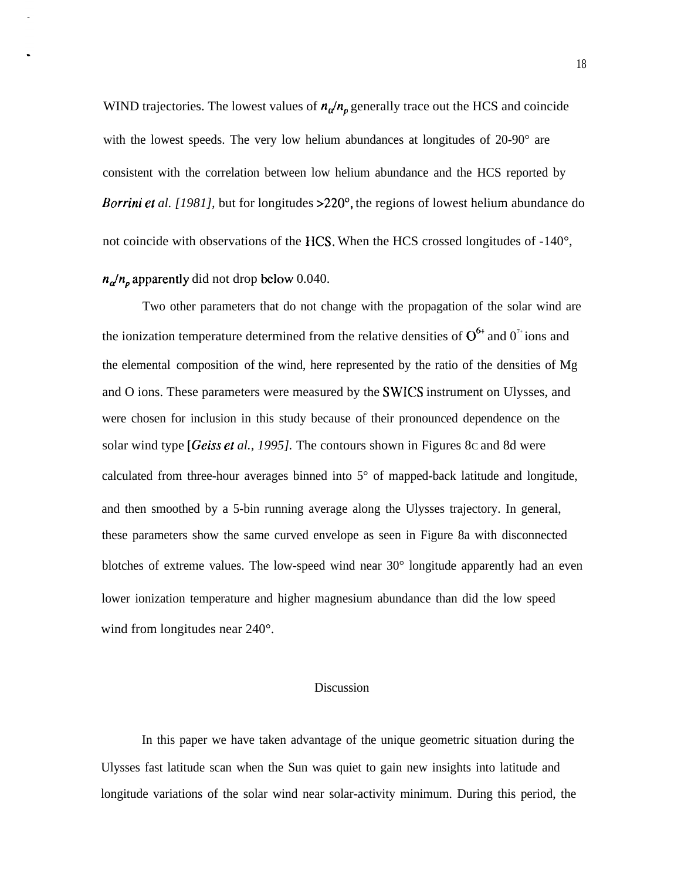WIND trajectories. The lowest values of $n_\alpha/n_p$ generally trace out the HCS and coincide with the lowest speeds. The very low helium abundances at longitudes of 20-90° are consistent with the correlation between low helium abundance and the HCS reported by *Borrini et al. [1981]*, but for longitudes >220°, the regions of lowest helium abundance do not coincide with observations of the HCS. When the HCS crossed longitudes of -140°, $n_\alpha/n_p$ apparently did not drop below 0.040.

Two other parameters that do not change with the propagation of the solar wind are the ionization temperature determined from the relative densities of $O^{6+}$ and $O^{7+}$ ions and the elemental composition of the wind, here represented by the ratio of the densities of Mg and O ions. These parameters were measured by the SWICS instrument on Ulysses, and were chosen for inclusion in this study because of their pronounced dependence on the solar wind type [*Geiss et al., 1995]*. The contours shown in Figures 8c and 8d were calculated from three-hour averages binned into 5° of mapped-back latitude and longitude, and then smoothed by a 5-bin running average along the Ulysses trajectory. In general, these parameters show the same curved envelope as seen in Figure 8a with disconnected blotches of extreme values. The low-speed wind near 30° longitude apparently had an even lower ionization temperature and higher magnesium abundance than did the low speed wind from longitudes near 240°.

## Discussion

In this paper we have taken advantage of the unique geometric situation during the Ulysses fast latitude scan when the Sun was quiet to gain new insights into latitude and longitude variations of the solar wind near solar-activity minimum. During this period, the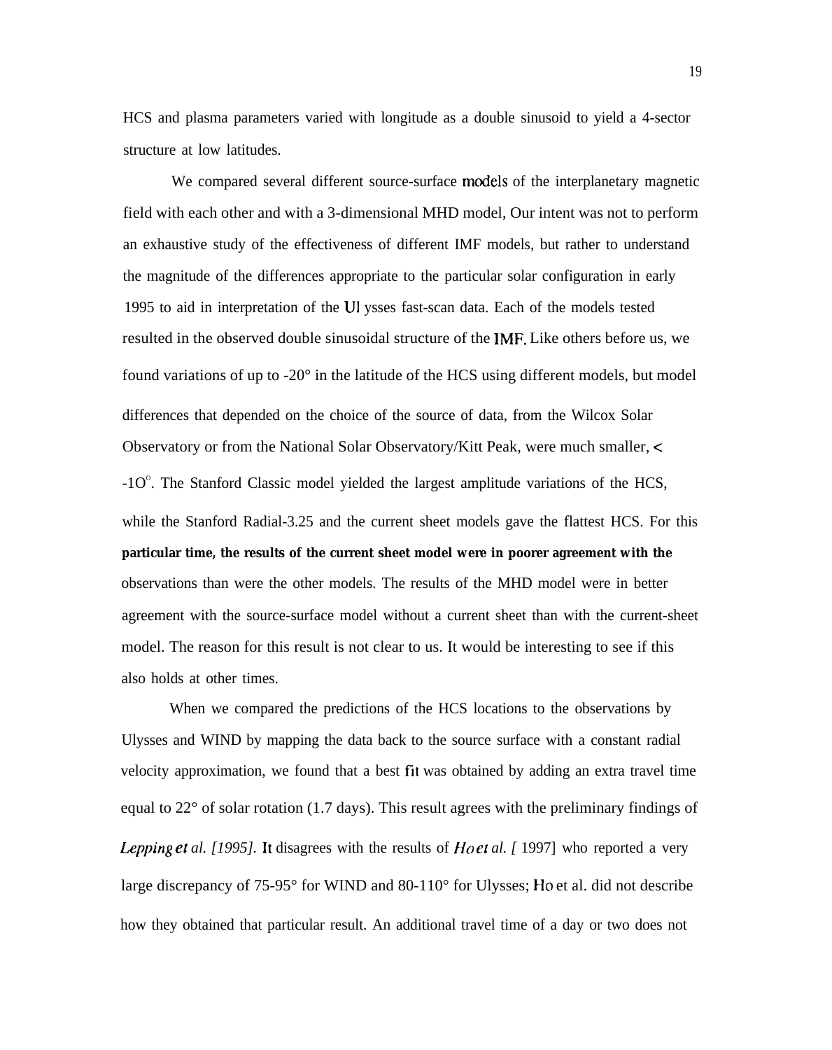HCS and plasma parameters varied with longitude as a double sinusoid to yield a 4-sector structure at low latitudes.

We compared several different source-surface models of the interplanetary magnetic field with each other and with a 3-dimensional MHD model, Our intent was not to perform an exhaustive study of the effectiveness of different IMF models, but rather to understand the magnitude of the differences appropriate to the particular solar configuration in early 1995 to aid in interpretation of the Ulysses fast-scan data. Each of the models tested resulted in the observed double sinusoidal structure of the IMF. Like others before us, we found variations of up to -20° in the latitude of the HCS using different models, but model differences that depended on the choice of the source of data, from the Wilcox Solar Observatory or from the National Solar Observatory/Kitt Peak, were much smaller, < -10°. The Stanford Classic model yielded the largest amplitude variations of the HCS, while the Stanford Radial-3.25 and the current sheet models gave the flattest HCS. For this **particular time, the results of the current sheet model were in poorer agreement with the** observations than were the other models. The results of the MHD model were in better agreement with the source-surface model without a current sheet than with the current-sheet model. The reason for this result is not clear to us. It would be interesting to see if this also holds at other times.

When we compared the predictions of the HCS locations to the observations by Ulysses and WIND by mapping the data back to the source surface with a constant radial velocity approximation, we found that a best fit was obtained by adding an extra travel time equal to 22° of solar rotation (1.7 days). This result agrees with the preliminary findings of *Lepping et al. [1995]*. It disagrees with the results of *Ho et al. [* 1997] who reported a very large discrepancy of 75-95° for WIND and 80-110° for Ulysses; Ho et al. did not describe how they obtained that particular result. An additional travel time of a day or two does not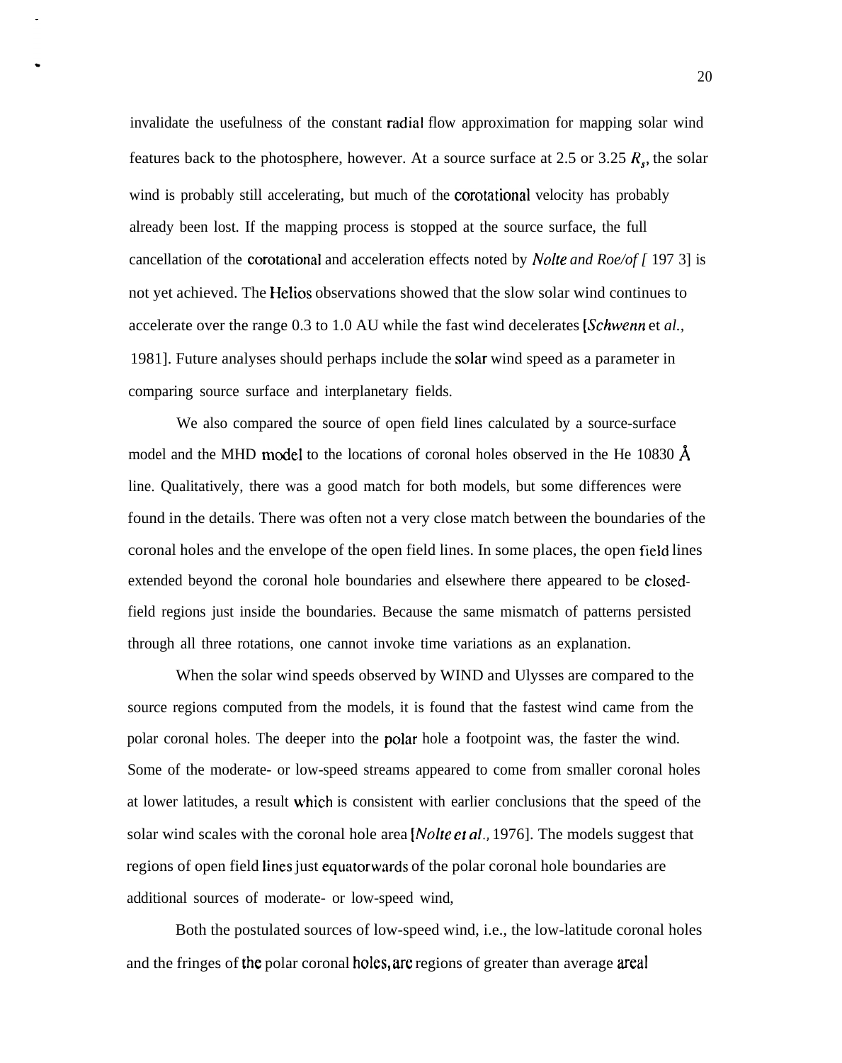invalidate the usefulness of the constant radial flow approximation for mapping solar wind features back to the photosphere, however. At a source surface at 2.5 or 3.25 $R_s$, the solar wind is probably still accelerating, but much of the corotational velocity has probably already been lost. If the mapping process is stopped at the source surface, the full cancellation of the corotational and acceleration effects noted by *Nolte and Roe/of* [ 197 3] is not yet achieved. The Helios observations showed that the slow solar wind continues to accelerate over the range 0.3 to 1.0 AU while the fast wind decelerates [*Schwenn* et *al.*, 1981]. Future analyses should perhaps include the solar wind speed as a parameter in comparing source surface and interplanetary fields.

We also compared the source of open field lines calculated by a source-surface model and the MHD model to the locations of coronal holes observed in the He 10830 Å line. Qualitatively, there was a good match for both models, but some differences were found in the details. There was often not a very close match between the boundaries of the coronal holes and the envelope of the open field lines. In some places, the open field lines extended beyond the coronal hole boundaries and elsewhere there appeared to be closed-field regions just inside the boundaries. Because the same mismatch of patterns persisted through all three rotations, one cannot invoke time variations as an explanation.

When the solar wind speeds observed by WIND and Ulysses are compared to the source regions computed from the models, it is found that the fastest wind came from the polar coronal holes. The deeper into the polar hole a footpoint was, the faster the wind. Some of the moderate- or low-speed streams appeared to come from smaller coronal holes at lower latitudes, a result which is consistent with earlier conclusions that the speed of the solar wind scales with the coronal hole area [*Nolte et al.,* 1976]. The models suggest that regions of open field lines just equatorwards of the polar coronal hole boundaries are additional sources of moderate- or low-speed wind,

Both the postulated sources of low-speed wind, i.e., the low-latitude coronal holes and the fringes of the polar coronal holes, are regions of greater than average areal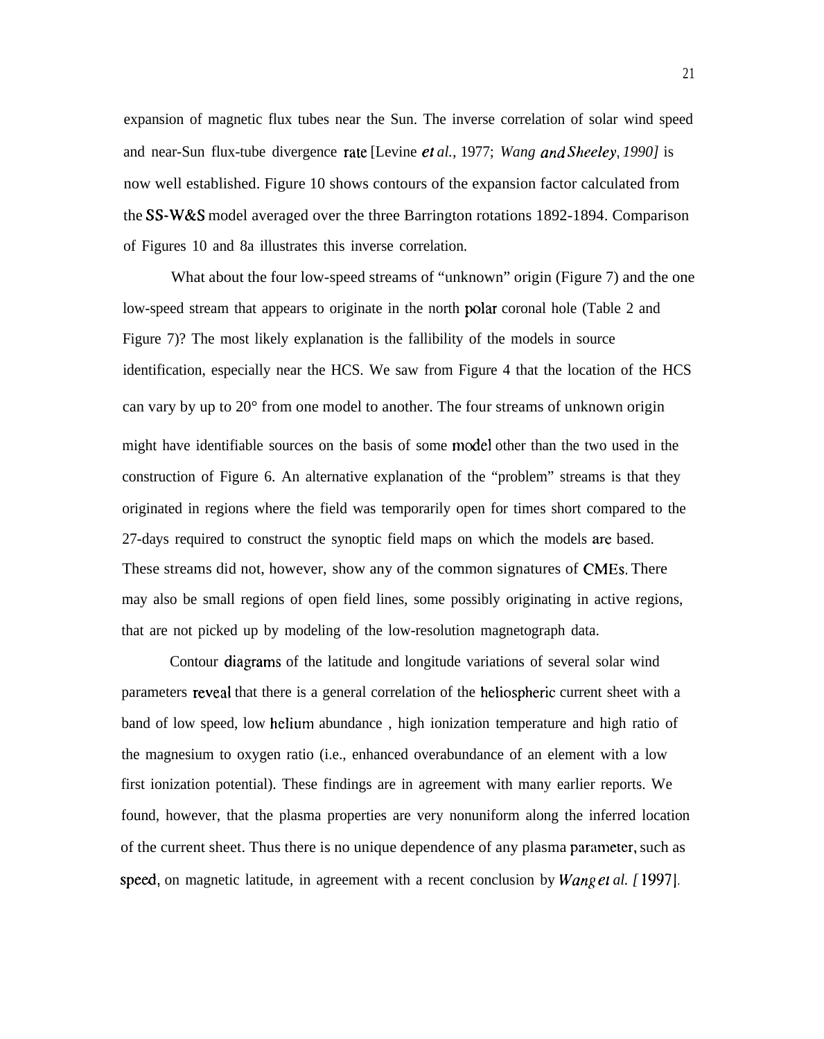expansion of magnetic flux tubes near the Sun. The inverse correlation of solar wind speed and near-Sun flux-tube divergence rate [Levine *et al.*, 1977; *Wang and Sheeley, 1990]* is now well established. Figure 10 shows contours of the expansion factor calculated from the SS-W&S model averaged over the three Barrington rotations 1892-1894. Comparison of Figures 10 and 8a illustrates this inverse correlation.

What about the four low-speed streams of "unknown" origin (Figure 7) and the one low-speed stream that appears to originate in the north polar coronal hole (Table 2 and Figure 7)? The most likely explanation is the fallibility of the models in source identification, especially near the HCS. We saw from Figure 4 that the location of the HCS can vary by up to 20° from one model to another. The four streams of unknown origin might have identifiable sources on the basis of some model other than the two used in the construction of Figure 6. An alternative explanation of the "problem" streams is that they originated in regions where the field was temporarily open for times short compared to the 27-days required to construct the synoptic field maps on which the models are based. These streams did not, however, show any of the common signatures of CMEs. There may also be small regions of open field lines, some possibly originating in active regions, that are not picked up by modeling of the low-resolution magnetograph data.

Contour diagrams of the latitude and longitude variations of several solar wind parameters reveal that there is a general correlation of the heliospheric current sheet with a band of low speed, low helium abundance , high ionization temperature and high ratio of the magnesium to oxygen ratio (i.e., enhanced overabundance of an element with a low first ionization potential). These findings are in agreement with many earlier reports. We found, however, that the plasma properties are very nonuniform along the inferred location of the current sheet. Thus there is no unique dependence of any plasma parameter, such as speed, on magnetic latitude, in agreement with a recent conclusion by *Wang et al. [* 1997].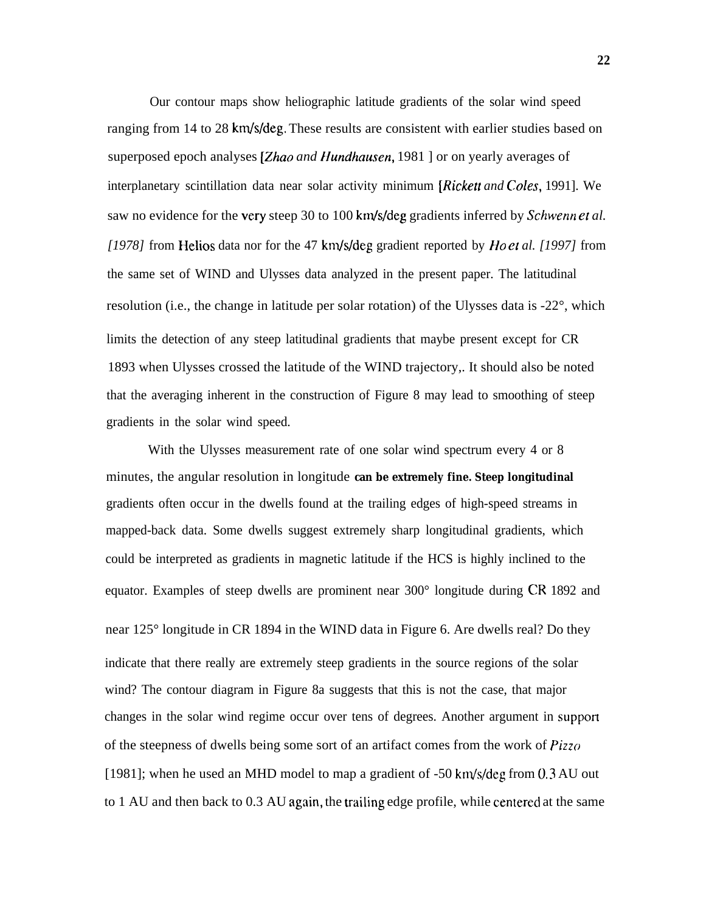Our contour maps show heliographic latitude gradients of the solar wind speed ranging from 14 to 28 km/s/deg. These results are consistent with earlier studies based on superposed epoch analyses [*Zhao and Hundhausen*, 1981 ] or on yearly averages of interplanetary scintillation data near solar activity minimum [*Rickett and Coles*, 1991]. We saw no evidence for the very steep 30 to 100 km/s/deg gradients inferred by *Schwenn et al. [1978]* from Helios data nor for the 47 km/s/deg gradient reported by *Ho et al. [1997]* from the same set of WIND and Ulysses data analyzed in the present paper. The latitudinal resolution (i.e., the change in latitude per solar rotation) of the Ulysses data is -22°, which limits the detection of any steep latitudinal gradients that maybe present except for CR 1893 when Ulysses crossed the latitude of the WIND trajectory,. It should also be noted that the averaging inherent in the construction of Figure 8 may lead to smoothing of steep gradients in the solar wind speed.

With the Ulysses measurement rate of one solar wind spectrum every 4 or 8 minutes, the angular resolution in longitude **can be extremely fine. Steep longitudinal** gradients often occur in the dwells found at the trailing edges of high-speed streams in mapped-back data. Some dwells suggest extremely sharp longitudinal gradients, which could be interpreted as gradients in magnetic latitude if the HCS is highly inclined to the equator. Examples of steep dwells are prominent near 300° longitude during CR 1892 and near 125° longitude in CR 1894 in the WIND data in Figure 6. Are dwells real? Do they indicate that there really are extremely steep gradients in the source regions of the solar wind? The contour diagram in Figure 8a suggests that this is not the case, that major changes in the solar wind regime occur over tens of degrees. Another argument in support of the steepness of dwells being some sort of an artifact comes from the work of *Pizzo* [1981]; when he used an MHD model to map a gradient of -50 km/s/deg from 0.3 AU out to 1 AU and then back to 0.3 AU again, the trailing edge profile, while centered at the same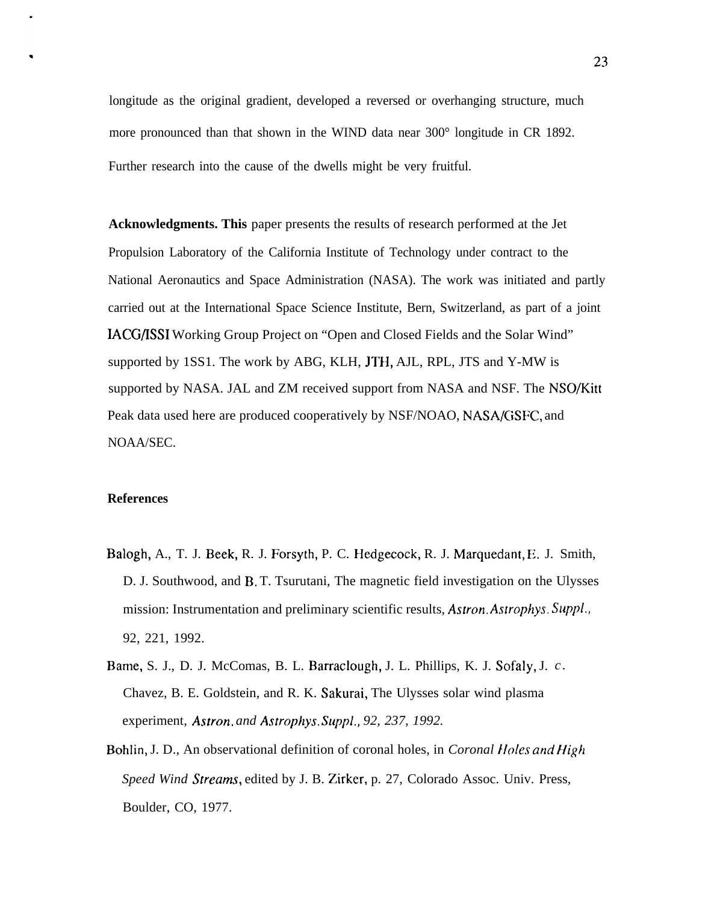longitude as the original gradient, developed a reversed or overhanging structure, much more pronounced than that shown in the WIND data near 300° longitude in CR 1892. Further research into the cause of the dwells might be very fruitful.

**Acknowledgments. This** paper presents the results of research performed at the Jet Propulsion Laboratory of the California Institute of Technology under contract to the National Aeronautics and Space Administration (NASA). The work was initiated and partly carried out at the International Space Science Institute, Bern, Switzerland, as part of a joint IACG/ISSI Working Group Project on "Open and Closed Fields and the Solar Wind" supported by 1SS1. The work by ABG, KLH, JTH, AJL, RPL, JTS and Y-MW is supported by NASA. JAL and ZM received support from NASA and NSF. The NSO/Kitt Peak data used here are produced cooperatively by NSF/NOAO, NASA/GSFC, and NOAA/SEC.

**References**

Balogh, A., T. J. Beek, R. J. Forsyth, P. C. Hedgecock, R. J. Marquedant, E. J. Smith, D. J. Southwood, and B. T. Tsurutani, The magnetic field investigation on the Ulysses mission: Instrumentation and preliminary scientific results, *Astron. Astrophys. Suppl.*, 92, 221, 1992.

Bame, S. J., D. J. McComas, B. L. Barraclough, J. L. Phillips, K. J. Sofaly, J. C. Chavez, B. E. Goldstein, and R. K. Sakurai, The Ulysses solar wind plasma experiment, *Astron. and Astrophys. Suppl., 92, 237, 1992.*

Bohlin, J. D., An observational definition of coronal holes, in *Coronal Holes and High Speed Wind Streams*, edited by J. B. Zirker, p. 27, Colorado Assoc. Univ. Press, Boulder, CO, 1977.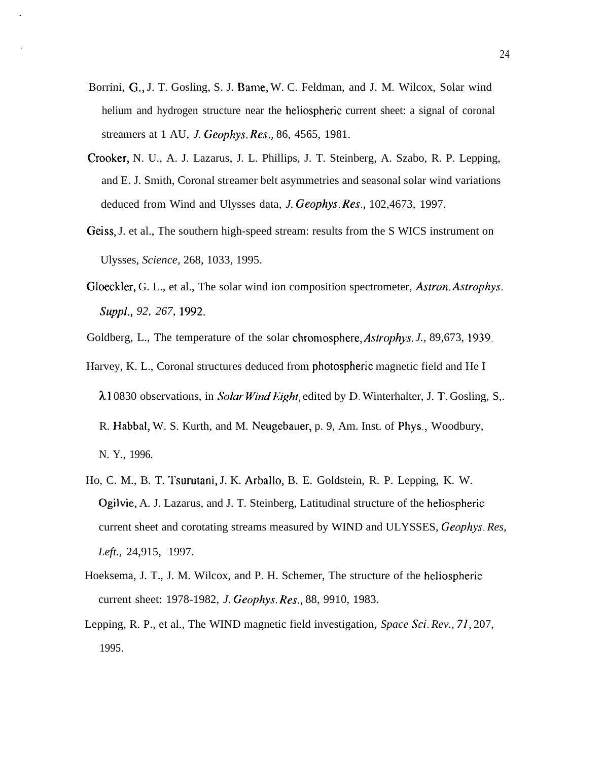Borrini, G., J. T. Gosling, S. J. Bame, W. C. Feldman, and J. M. Wilcox, Solar wind helium and hydrogen structure near the heliospheric current sheet: a signal of coronal streamers at 1 AU, *J. Geophys. Res.,* 86, 4565, 1981.

Crooker, N. U., A. J. Lazarus, J. L. Phillips, J. T. Steinberg, A. Szabo, R. P. Lepping, and E. J. Smith, Coronal streamer belt asymmetries and seasonal solar wind variations deduced from Wind and Ulysses data, *J. Geophys. Res.,* 102,4673, 1997.

Geiss, J. et al., The southern high-speed stream: results from the S WICS instrument on Ulysses, *Science,* 268, 1033, 1995.

Gloeckler, G. L., et al., The solar wind ion composition spectrometer, *Astron. Astrophys. Suppl., 92, 267,* 1992.

Goldberg, L., The temperature of the solar chromosphere, *Astrophys. J.,* 89,673, 1939.

Harvey, K. L., Coronal structures deduced from photospheric magnetic field and He I $\lambda$1 0830 observations, in *Solar Wind Eight*, edited by D. Winterhalter, J. T. Gosling, S,. R. Habbal, W. S. Kurth, and M. Neugebauer, p. 9, Am. Inst. of Phys., Woodbury, N. Y., 1996.

Ho, C. M., B. T. Tsurutani, J. K. Arballo, B. E. Goldstein, R. P. Lepping, K. W. Ogilvie, A. J. Lazarus, and J. T. Steinberg, Latitudinal structure of the heliospheric current sheet and corotating streams measured by WIND and ULYSSES, *Geophys. Res, Left.,* 24,915, 1997.

Hoeksema, J. T., J. M. Wilcox, and P. H. Schemer, The structure of the heliospheric current sheet: 1978-1982, *J. Geophys. Res.,* 88, 9910, 1983.

Lepping, R. P., et al., The WIND magnetic field investigation, *Space Sci. Rev., 71*, 207, 1995.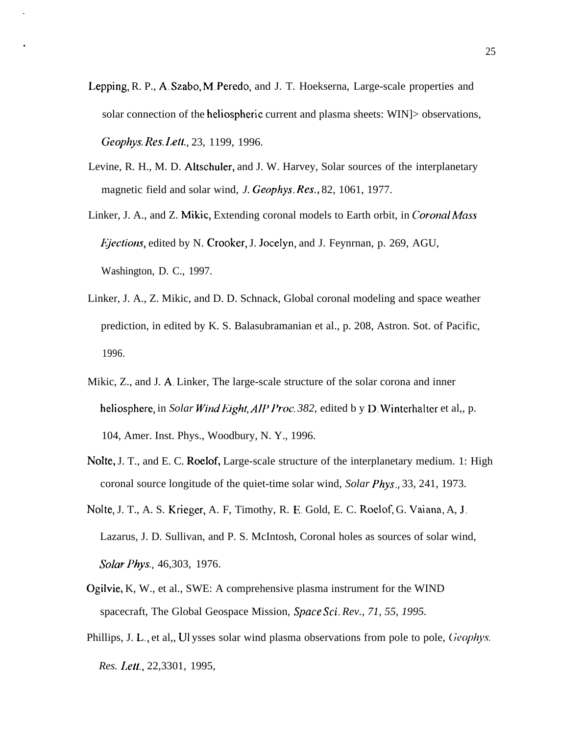Lepping, R. P., A. Szabo, M. Peredo, and J. T. Hoekserna, Large-scale properties and solar connection of the heliospheric current and plasma sheets: WIN]> observations, *Geophys. Res. Lett.*, 23, 1199, 1996.

Levine, R. H., M. D. Altschuler, and J. W. Harvey, Solar sources of the interplanetary magnetic field and solar wind, *J. Geophys. Res.*, 82, 1061, 1977.

Linker, J. A., and Z. Mikic, Extending coronal models to Earth orbit, in *Coronal Mass Ejections*, edited by N. Crooker, J. Jocelyn, and J. Feynrnan, p. 269, AGU, Washington, D. C., 1997.

Linker, J. A., Z. Mikic, and D. D. Schnack, Global coronal modeling and space weather prediction, in edited by K. S. Balasubramanian et al., p. 208, Astron. Sot. of Pacific, 1996.

Mikic, Z., and J. A. Linker, The large-scale structure of the solar corona and inner heliosphere, in *Solar Wind Eight, AIP Proc. 382,* edited b y D. Winterhalter et al,, p. 104, Amer. Inst. Phys., Woodbury, N. Y., 1996.

Nolte, J. T., and E. C. Roelof, Large-scale structure of the interplanetary medium. 1: High coronal source longitude of the quiet-time solar wind, *Solar Phys.*, 33, 241, 1973.

Nolte, J. T., A. S. Krieger, A. F, Timothy, R. E. Gold, E. C. Roelof, G. Vaiana, A, J. Lazarus, J. D. Sullivan, and P. S. McIntosh, Coronal holes as sources of solar wind, *Solar Phys.*, 46,303, 1976.

Ogilvie, K, W., et al., SWE: A comprehensive plasma instrument for the WIND spacecraft, The Global Geospace Mission, *Space Sci. Rev., 71, 55, 1995.*

Phillips, J. L., et al,, Ul ysses solar wind plasma observations from pole to pole, *Geophys. Res. Lett.*, 22,3301, 1995,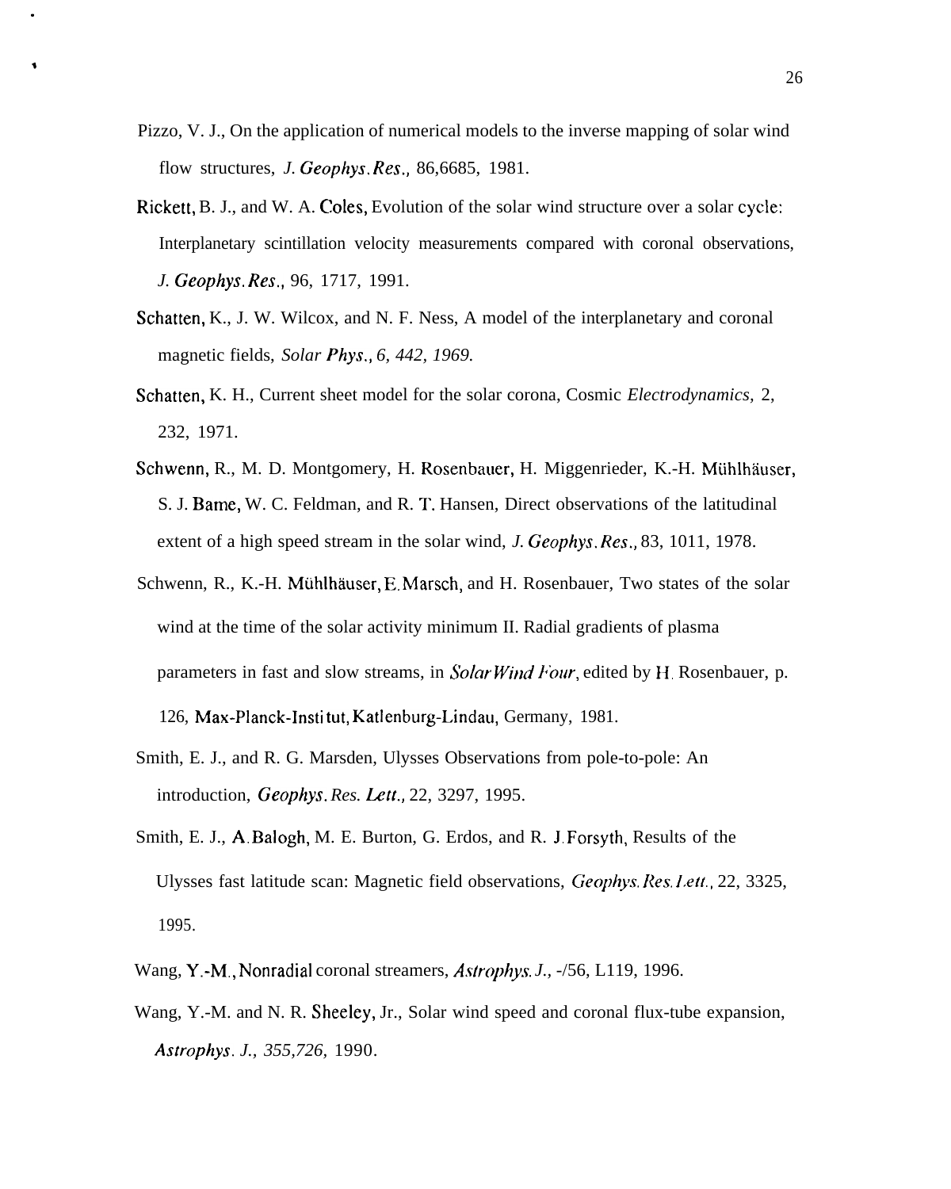Pizzo, V. J., On the application of numerical models to the inverse mapping of solar wind flow structures, *J. Geophys. Res.,* 86,6685, 1981.

Rickett, B. J., and W. A. Coles, Evolution of the solar wind structure over a solar cycle: Interplanetary scintillation velocity measurements compared with coronal observations, *J. Geophys. Res.*, 96, 1717, 1991.

Schatten, K., J. W. Wilcox, and N. F. Ness, A model of the interplanetary and coronal magnetic fields, *Solar Phys., 6, 442, 1969.*

Schatten, K. H., Current sheet model for the solar corona, Cosmic *Electrodynamics,* 2, 232, 1971.

Schwenn, R., M. D. Montgomery, H. Rosenbauer, H. Miggenrieder, K.-H. Mühlhäuser, S. J. Bame, W. C. Feldman, and R. T. Hansen, Direct observations of the latitudinal extent of a high speed stream in the solar wind, *J. Geophys. Res.,* 83, 1011, 1978.

Schwenn, R., K.-H. Mühlhäuser, E. Marsch, and H. Rosenbauer, Two states of the solar wind at the time of the solar activity minimum II. Radial gradients of plasma parameters in fast and slow streams, in *Solar Wind Four*, edited by H. Rosenbauer, p. 126, Max-Planck-Institut, Katlenburg-Lindau, Germany, 1981.

Smith, E. J., and R. G. Marsden, Ulysses Observations from pole-to-pole: An introduction, *Geophys. Res. Lett.,* 22, 3297, 1995.

Smith, E. J., A. Balogh, M. E. Burton, G. Erdos, and R. J. Forsyth, Results of the Ulysses fast latitude scan: Magnetic field observations, *Geophys. Res. Lett.,* 22, 3325, 1995.

Wang, Y.-M., Nonradial coronal streamers, *Astrophys. J.,* -/56, L119, 1996.

Wang, Y.-M. and N. R. Sheeley, Jr., Solar wind speed and coronal flux-tube expansion, *Astrophys. J., 355,726,* 1990.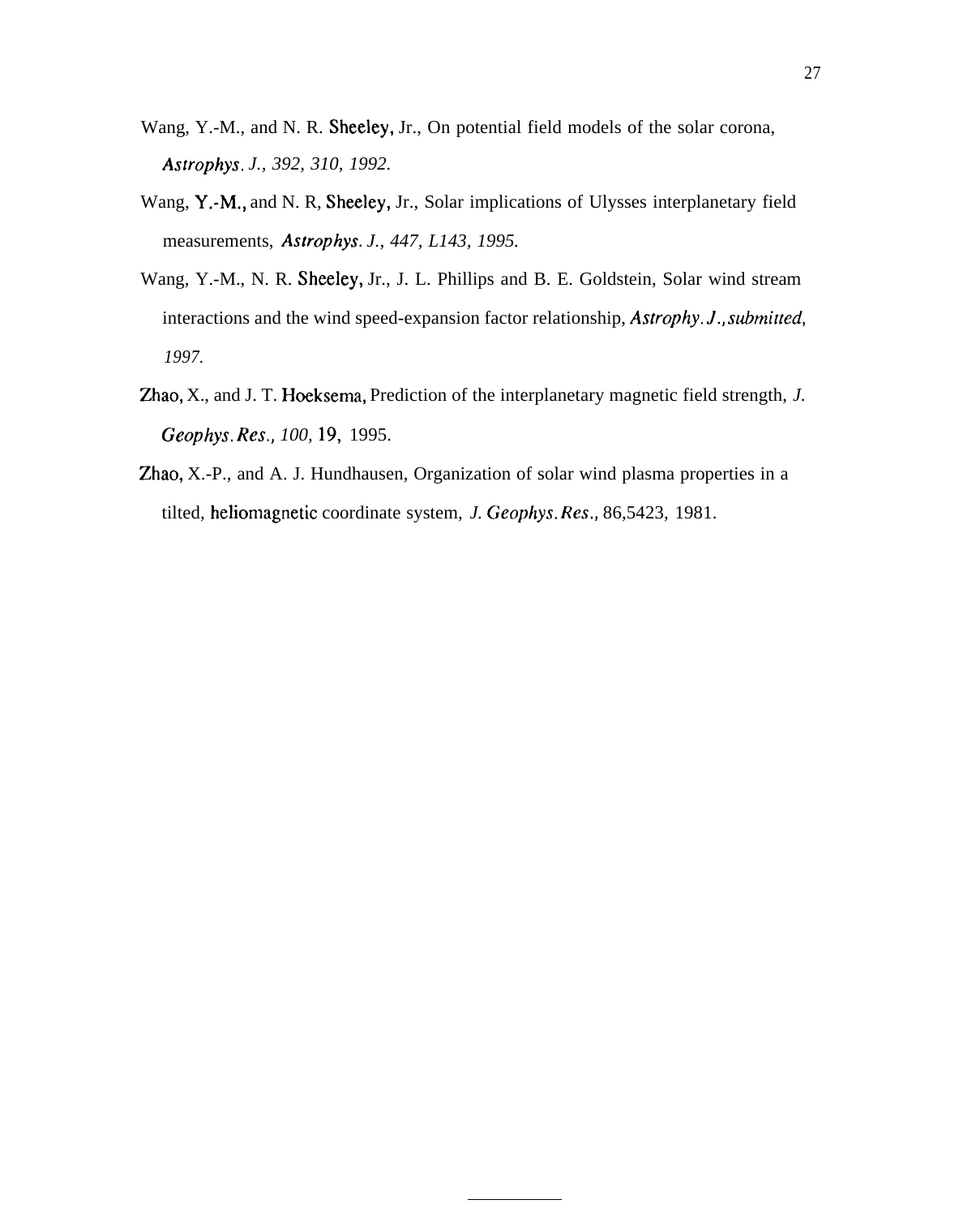Wang, Y.-M., and N. R. Sheeley, Jr., On potential field models of the solar corona, *Astrophys. J., 392, 310, 1992.*

Wang, Y.-M., and N. R, Sheeley, Jr., Solar implications of Ulysses interplanetary field measurements, *Astrophys. J., 447, L143, 1995.*

Wang, Y.-M., N. R. Sheeley, Jr., J. L. Phillips and B. E. Goldstein, Solar wind stream interactions and the wind speed-expansion factor relationship, *Astrophy. J., submitted, 1997.*

Zhao, X., and J. T. Hoeksema, Prediction of the interplanetary magnetic field strength, *J. Geophys. Res., 100,* 19, 1995.

Zhao, X.-P., and A. J. Hundhausen, Organization of solar wind plasma properties in a tilted, heliomagnetic coordinate system, *J. Geophys. Res.,* 86,5423, 1981.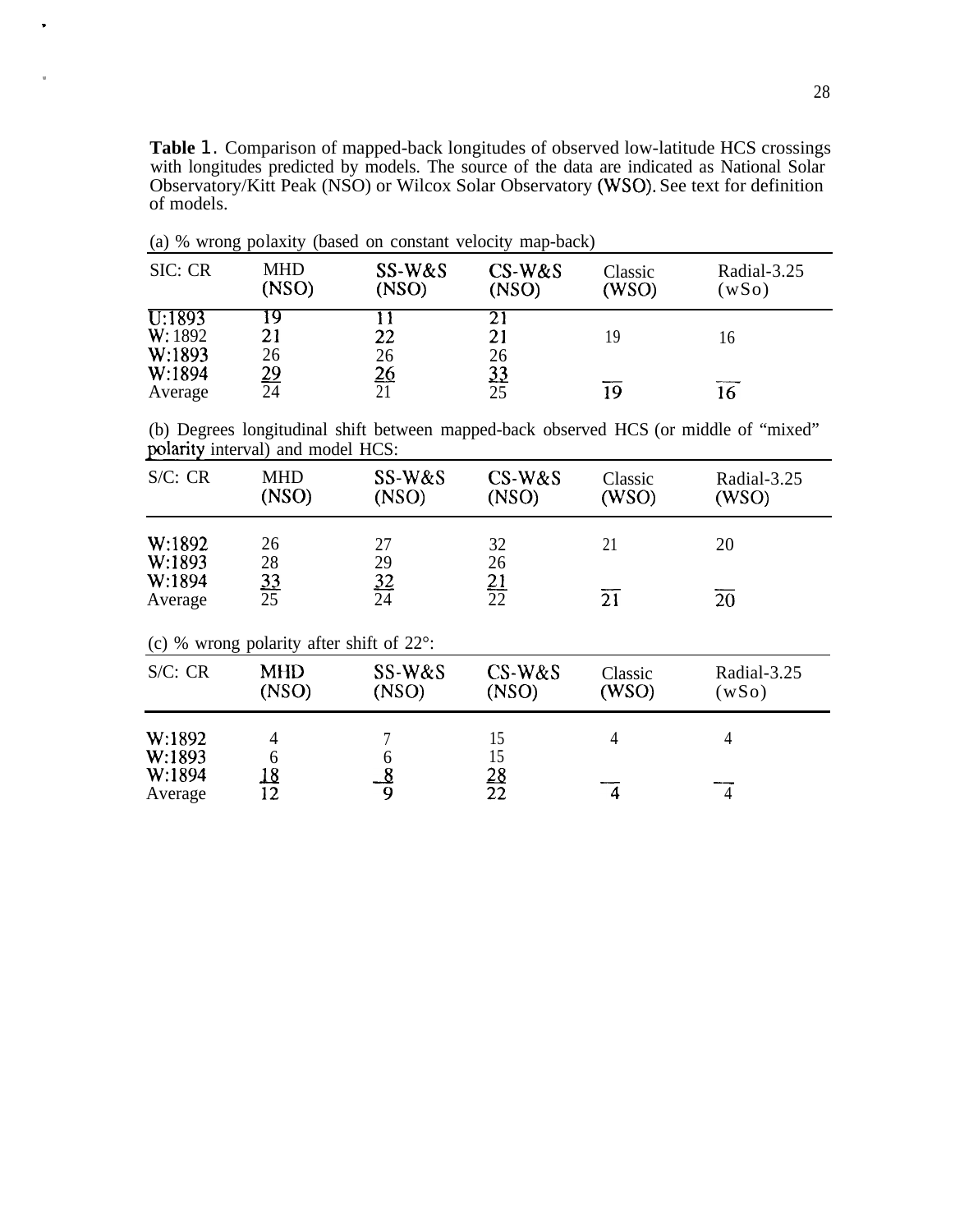**Table 1**. Comparison of mapped-back longitudes of observed low-latitude HCS crossings with longitudes predicted by models. The source of the data are indicated as National Solar Observatory/Kitt Peak (NSO) or Wilcox Solar Observatory (WSO). See text for definition of models.

(a) % wrong polaxity (based on constant velocity map-back)

| SIC: CR | MHD (NSO) | SS-W&S (NSO) | CS-W&S (NSO) | Classic (WSO) | Radial-3.25 (wSo) |
|---|---|---|---|---|---|
| U:1893 | 19 | 11 | 21 | | |
| W: 1892 | 21 | 22 | 21 | 19 | 16 |
| W:1893 | 26 | 26 | 26 | | |
| W:1894 | 29 | 26 | 33 | | |
| Average | 24 | 21 | 25 | 19 | 16 |

(b) Degrees longitudinal shift between mapped-back observed HCS (or middle of "mixed" polarity interval) and model HCS:

| S/C: CR | MHD (NSO) | SS-W&S (NSO) | CS-W&S (NSO) | Classic (WSO) | Radial-3.25 (WSO) |
|---|---|---|---|---|---|
| W:1892 | 26 | 27 | 32 | 21 | 20 |
| W:1893 | 28 | 29 | 26 | | |
| W:1894 | 33 | 32 | 21 | | |
| Average | 25 | 24 | 22 | 21 | 20 |

(c) % wrong polarity after shift of 22°:

| S/C: CR | MHD (NSO) | SS-W&S (NSO) | CS-W&S (NSO) | Classic (WSO) | Radial-3.25 (wSo) |
|---|---|---|---|---|---|
| W:1892 | 4 | 7 | 15 | 4 | 4 |
| W:1893 | 6 | 6 | 15 | | |
| W:1894 | 18 | 8 | 28 | | |
| Average | 12 | 9 | 22 | 4 | 4 |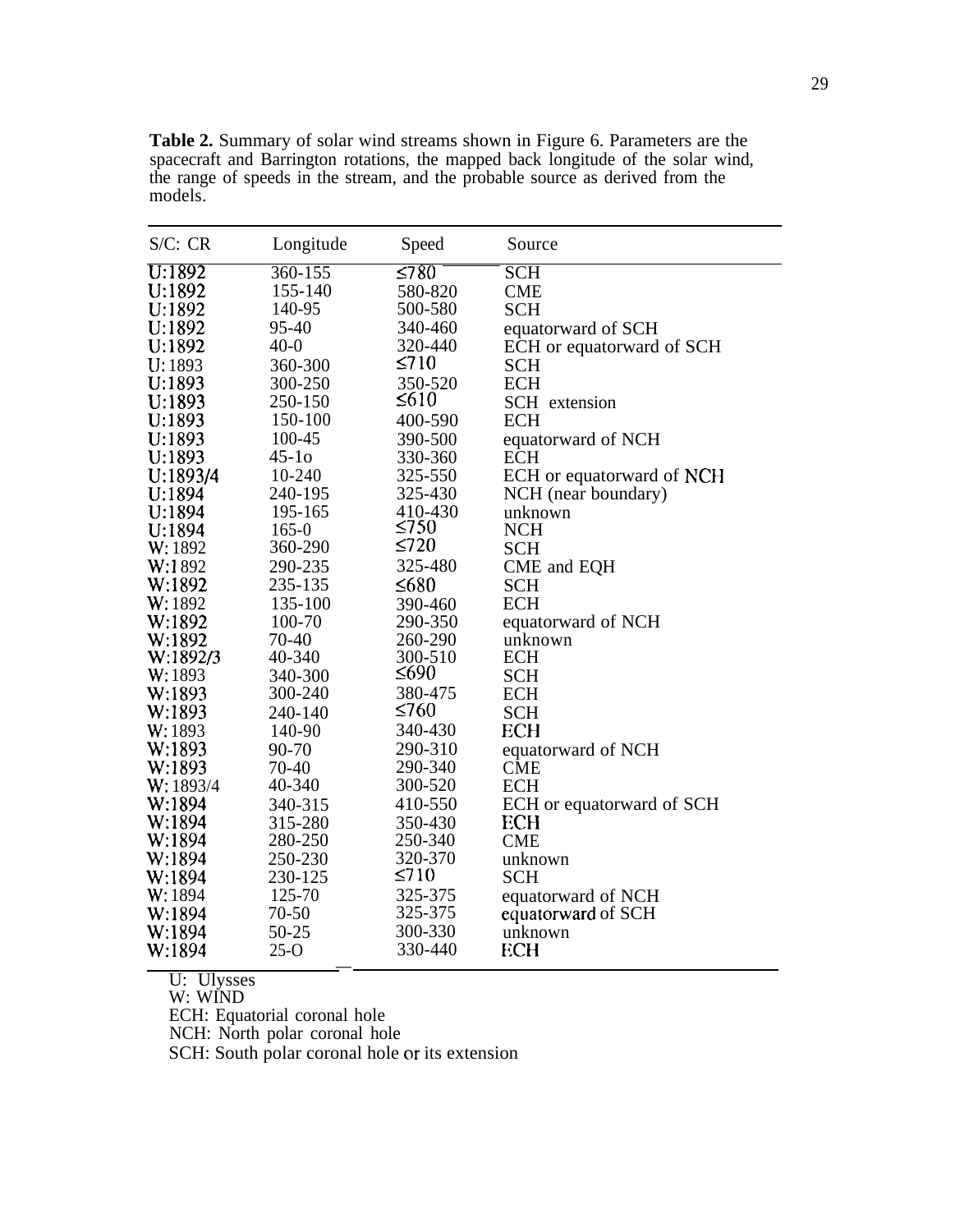**Table 2.** Summary of solar wind streams shown in Figure 6. Parameters are the spacecraft and Barrington rotations, the mapped back longitude of the solar wind, the range of speeds in the stream, and the probable source as derived from the models.

| S/C: CR | Longitude | Speed | Source |
|---|---|---|---|
| U:1892 | 360-155 | ≤780 | SCH |
| U:1892 | 155-140 | 580-820 | CME |
| U:1892 | 140-95 | 500-580 | SCH |
| U:1892 | 95-40 | 340-460 | equatorward of SCH |
| U:1892 | 40-0 | 320-440 | ECH or equatorward of SCH |
| U:1893 | 360-300 | ≤710 | SCH |
| U:1893 | 300-250 | 350-520 | ECH |
| U:1893 | 250-150 | ≤610 | SCH extension |
| U:1893 | 150-100 | 400-590 | ECH |
| U:1893 | 100-45 | 390-500 | equatorward of NCH |
| U:1893 | 45-1o | 330-360 | ECH |
| U:1893/4 | 10-240 | 325-550 | ECH or equatorward of NCH |
| U:1894 | 240-195 | 325-430 | NCH (near boundary) |
| U:1894 | 195-165 | 410-430 | unknown |
| U:1894 | 165-0 | ≤750 | NCH |
| W:1892 | 360-290 | ≤720 | SCH |
| W:1892 | 290-235 | 325-480 | CME and EQH |
| W:1892 | 235-135 | ≤680 | SCH |
| W:1892 | 135-100 | 390-460 | ECH |
| W:1892 | 100-70 | 290-350 | equatorward of NCH |
| W:1892 | 70-40 | 260-290 | unknown |
| W:1892/3 | 40-340 | 300-510 | ECH |
| W:1893 | 340-300 | ≤690 | SCH |
| W:1893 | 300-240 | 380-475 | ECH |
| W:1893 | 240-140 | ≤760 | SCH |
| W:1893 | 140-90 | 340-430 | ECH |
| W:1893 | 90-70 | 290-310 | equatorward of NCH |
| W:1893 | 70-40 | 290-340 | CME |
| W:1893/4 | 40-340 | 300-520 | ECH |
| W:1894 | 340-315 | 410-550 | ECH or equatorward of SCH |
| W:1894 | 315-280 | 350-430 | ECH |
| W:1894 | 280-250 | 250-340 | CME |
| W:1894 | 250-230 | 320-370 | unknown |
| W:1894 | 230-125 | ≤710 | SCH |
| W:1894 | 125-70 | 325-375 | equatorward of NCH |
| W:1894 | 70-50 | 325-375 | equatorward of SCH |
| W:1894 | 50-25 | 300-330 | unknown |
| W:1894 | 25-O | 330-440 | ECH |

U: Ulysses
W: WIND
ECH: Equatorial coronal hole
NCH: North polar coronal hole
SCH: South polar coronal hole or its extension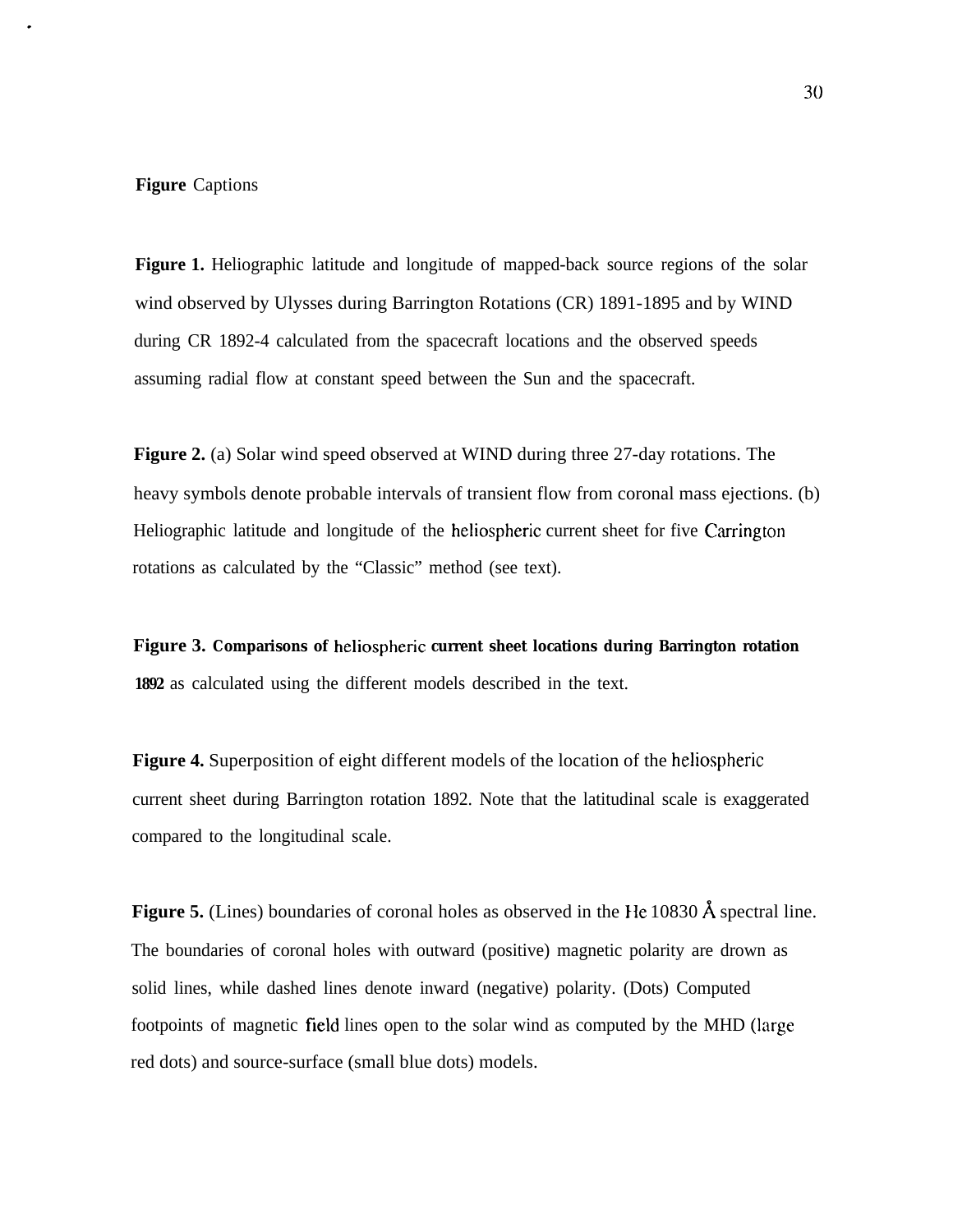# Figure Captions

**Figure 1.** Heliographic latitude and longitude of mapped-back source regions of the solar wind observed by Ulysses during Barrington Rotations (CR) 1891-1895 and by WIND during CR 1892-4 calculated from the spacecraft locations and the observed speeds assuming radial flow at constant speed between the Sun and the spacecraft.

**Figure 2.** (a) Solar wind speed observed at WIND during three 27-day rotations. The heavy symbols denote probable intervals of transient flow from coronal mass ejections. (b) Heliographic latitude and longitude of the heliospheric current sheet for five Carrington rotations as calculated by the "Classic" method (see text).

**Figure 3. Comparisons of heliospheric current sheet locations during Barrington rotation 1892** as calculated using the different models described in the text.

**Figure 4.** Superposition of eight different models of the location of the heliospheric current sheet during Barrington rotation 1892. Note that the latitudinal scale is exaggerated compared to the longitudinal scale.

**Figure 5.** (Lines) boundaries of coronal holes as observed in the He 10830 Å spectral line. The boundaries of coronal holes with outward (positive) magnetic polarity are drown as solid lines, while dashed lines denote inward (negative) polarity. (Dots) Computed footpoints of magnetic field lines open to the solar wind as computed by the MHD (large red dots) and source-surface (small blue dots) models.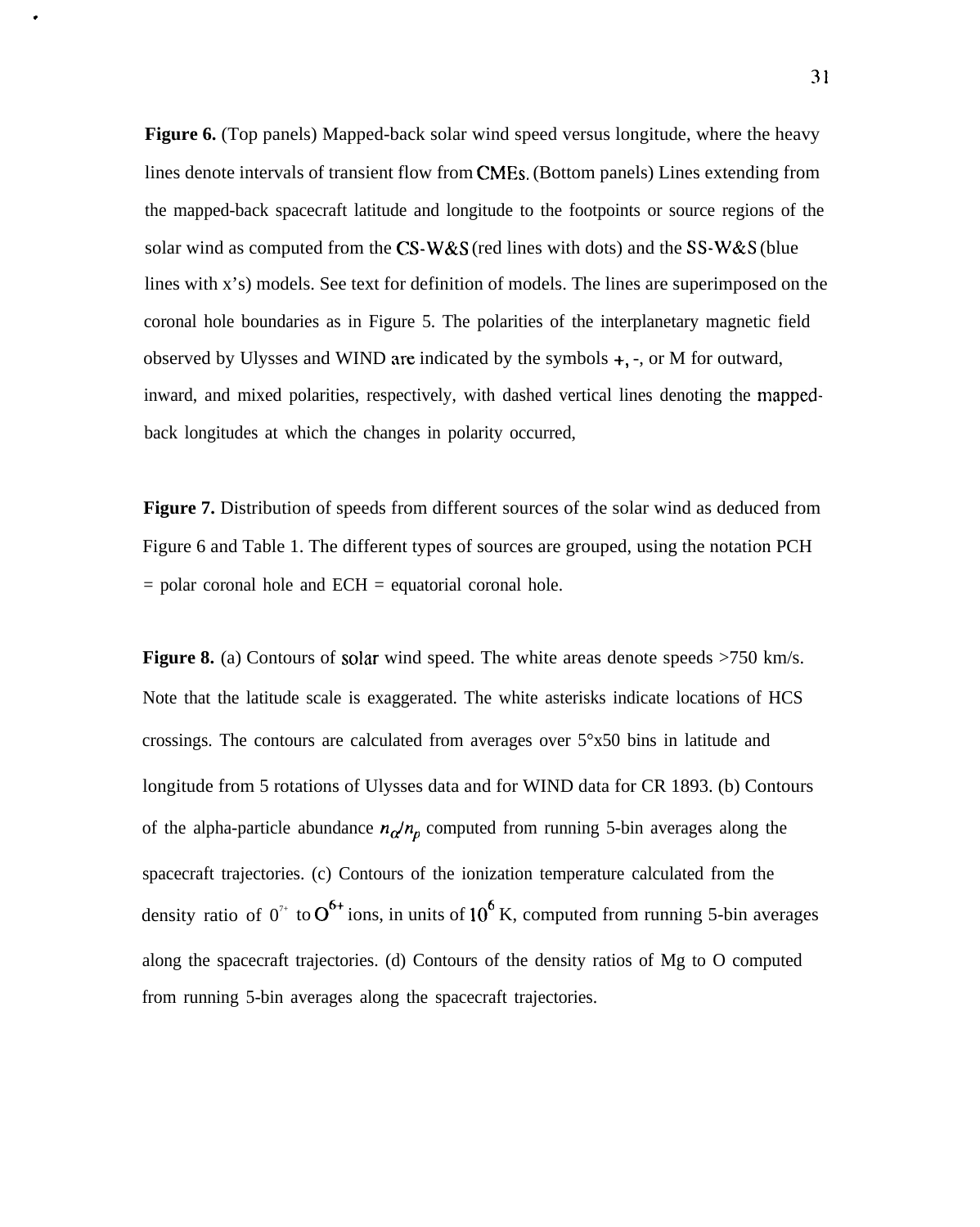**Figure 6.** (Top panels) Mapped-back solar wind speed versus longitude, where the heavy lines denote intervals of transient flow from CMEs. (Bottom panels) Lines extending from the mapped-back spacecraft latitude and longitude to the footpoints or source regions of the solar wind as computed from the CS-W&S (red lines with dots) and the SS-W&S (blue lines with x's) models. See text for definition of models. The lines are superimposed on the coronal hole boundaries as in Figure 5. The polarities of the interplanetary magnetic field observed by Ulysses and WIND are indicated by the symbols +, -, or M for outward, inward, and mixed polarities, respectively, with dashed vertical lines denoting the mapped-back longitudes at which the changes in polarity occurred,

**Figure 7.** Distribution of speeds from different sources of the solar wind as deduced from Figure 6 and Table 1. The different types of sources are grouped, using the notation PCH = polar coronal hole and ECH = equatorial coronal hole.

**Figure 8.** (a) Contours of solar wind speed. The white areas denote speeds >750 km/s. Note that the latitude scale is exaggerated. The white asterisks indicate locations of HCS crossings. The contours are calculated from averages over 5°x50 bins in latitude and longitude from 5 rotations of Ulysses data and for WIND data for CR 1893. (b) Contours of the alpha-particle abundance $n_\alpha/n_p$ computed from running 5-bin averages along the spacecraft trajectories. (c) Contours of the ionization temperature calculated from the density ratio of $O^{7+}$ to $O^{6+}$ ions, in units of $10^6$ K, computed from running 5-bin averages along the spacecraft trajectories. (d) Contours of the density ratios of Mg to O computed from running 5-bin averages along the spacecraft trajectories.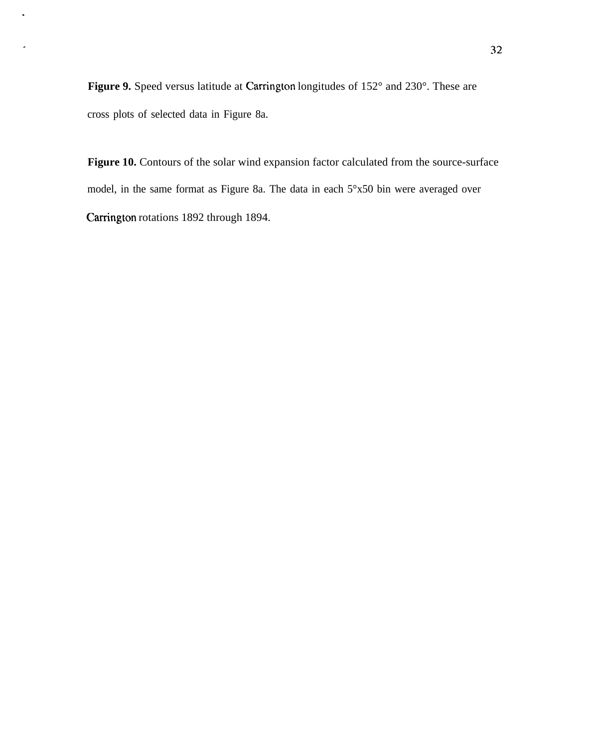**Figure 9.** Speed versus latitude at Carrington longitudes of 152° and 230°. These are cross plots of selected data in Figure 8a.

**Figure 10.** Contours of the solar wind expansion factor calculated from the source-surface model, in the same format as Figure 8a. The data in each 5°x50 bin were averaged over Carrington rotations 1892 through 1894.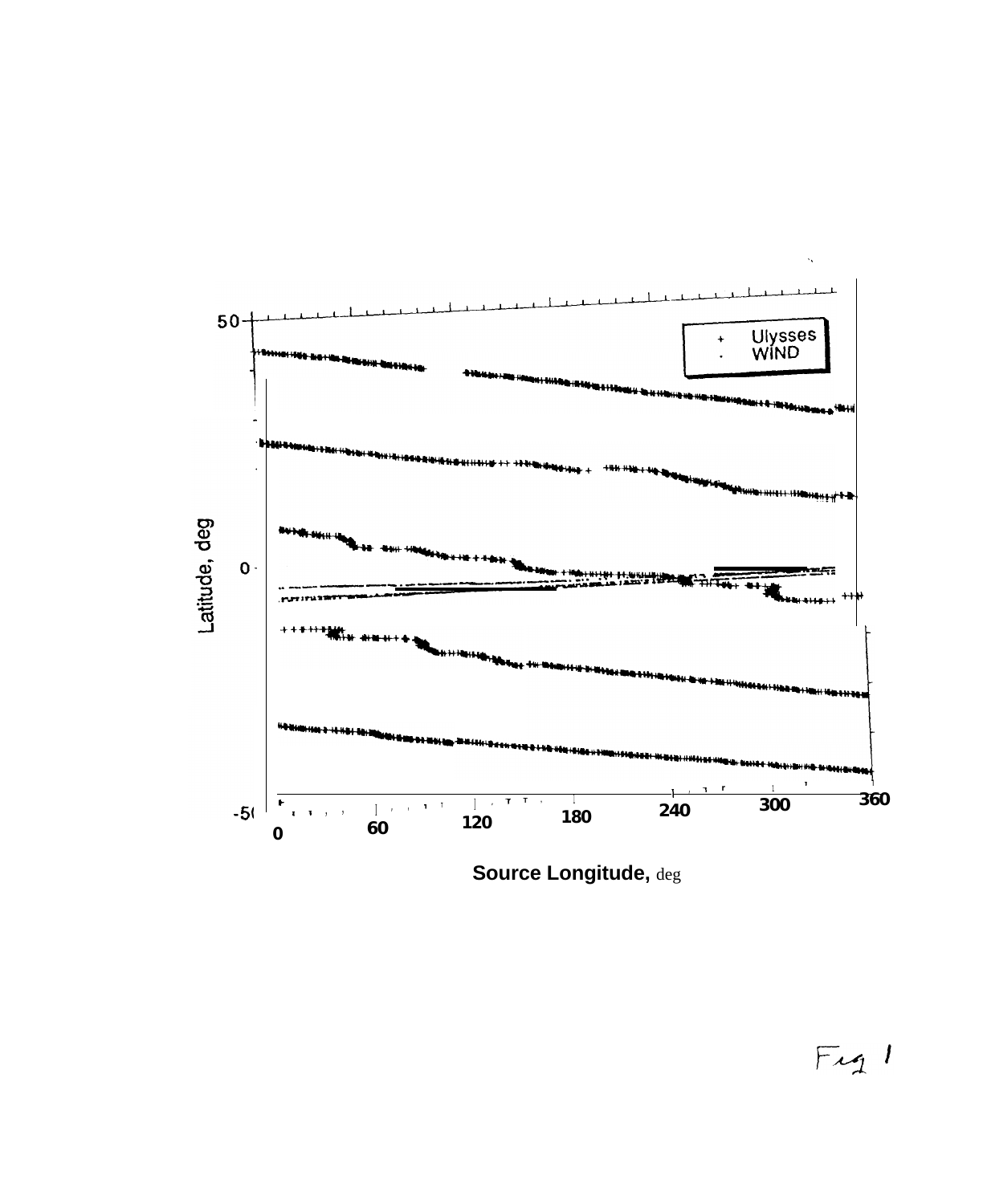Latitude, deg

Ulysses

WIND

Source Longitude, deg

Fig 1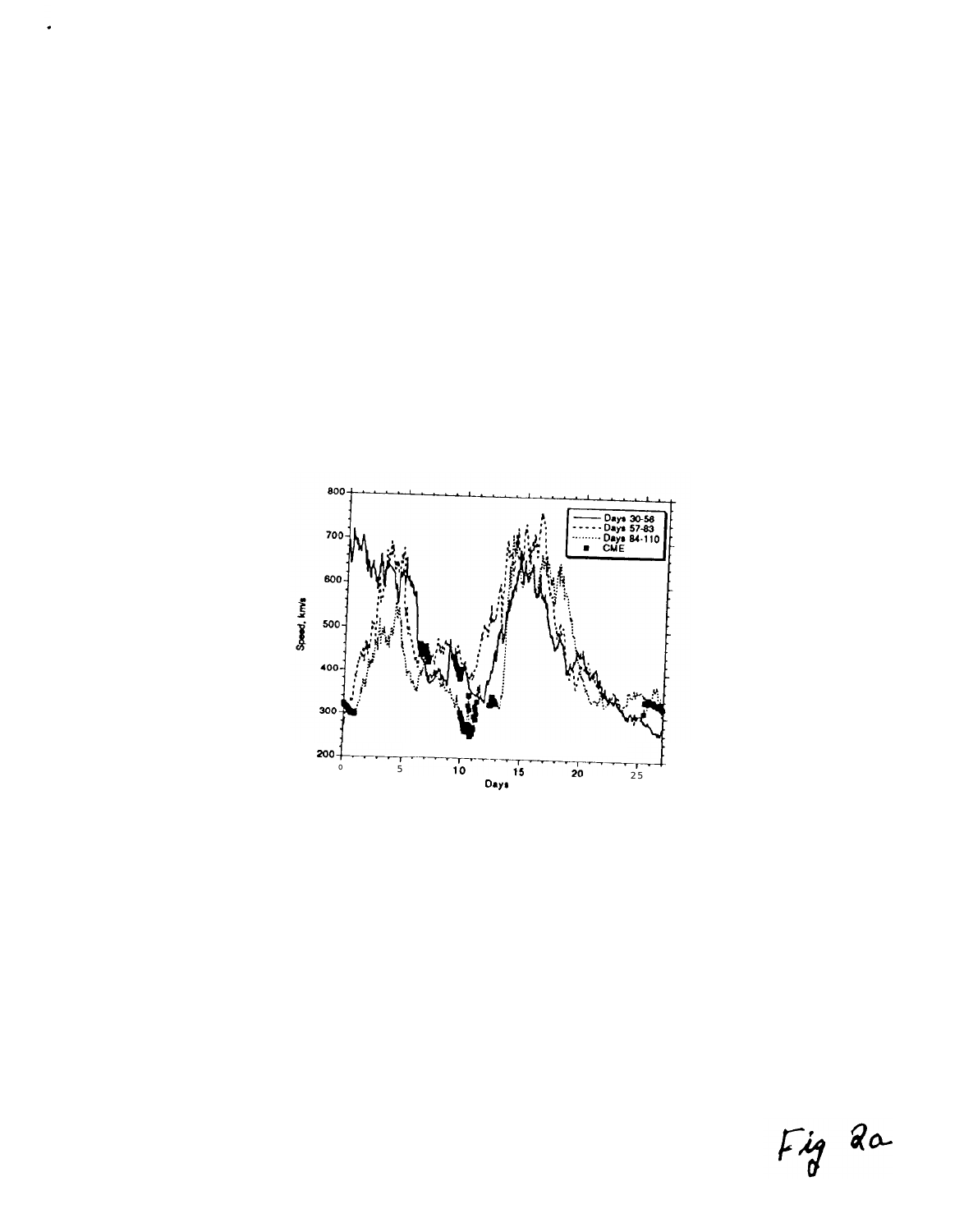Fig 2a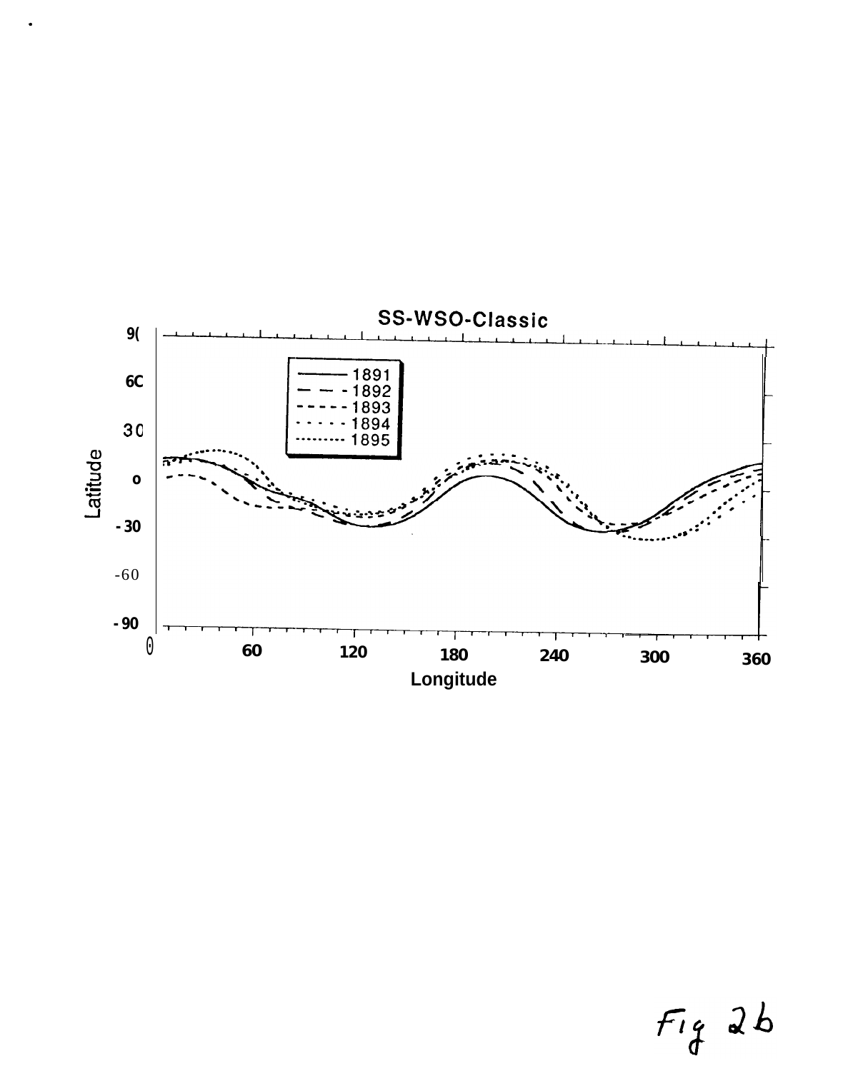SS-WSO-Classic

| 1891 | 1892 | 1893 | 1894 | 1895 |
| --- | --- | --- | --- | --- |

Latitude: 90, 60, 30, 0, -30, -60, -90

Longitude: 0, 60, 120, 180, 240, 300, 360

Fig 2b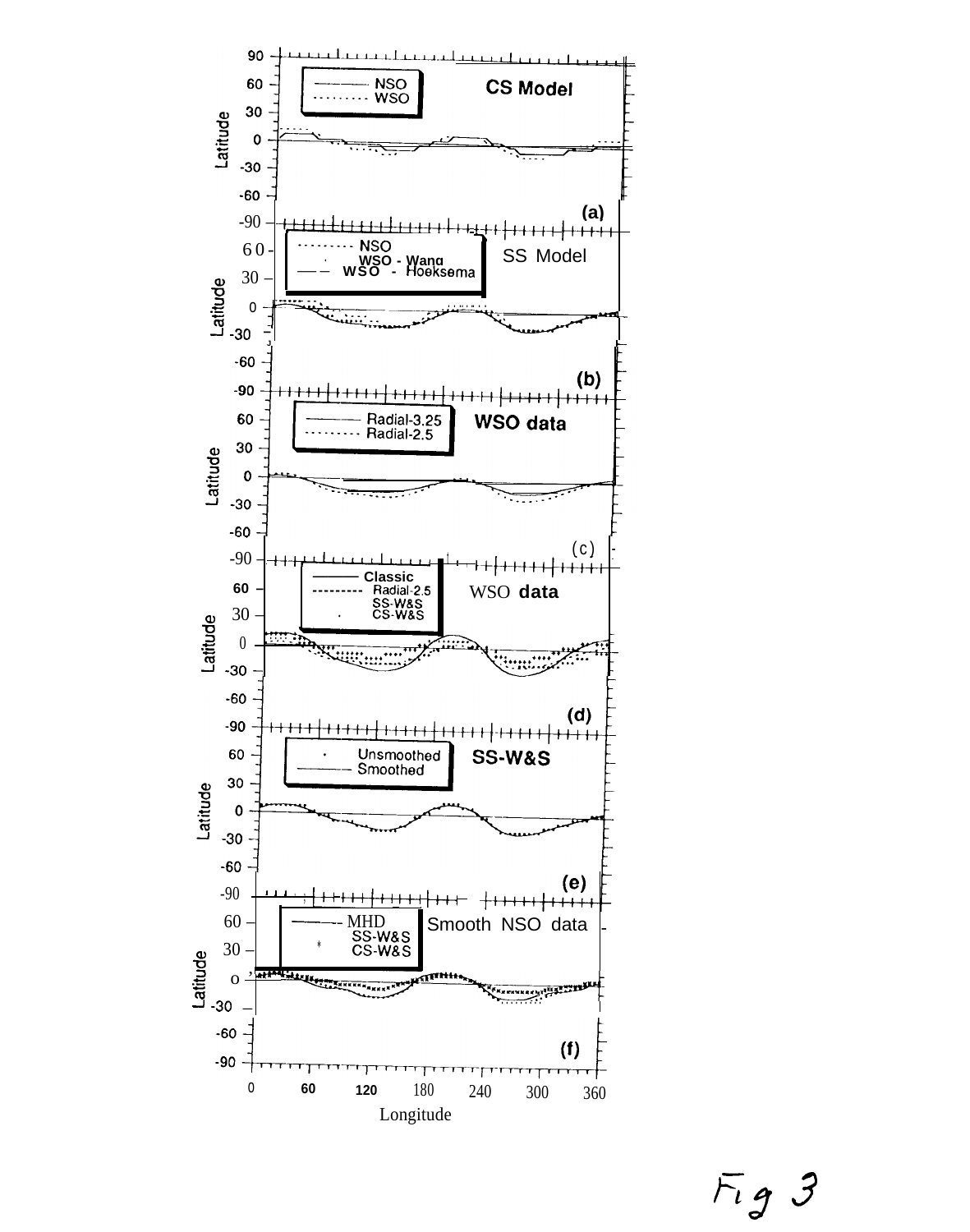Fig 3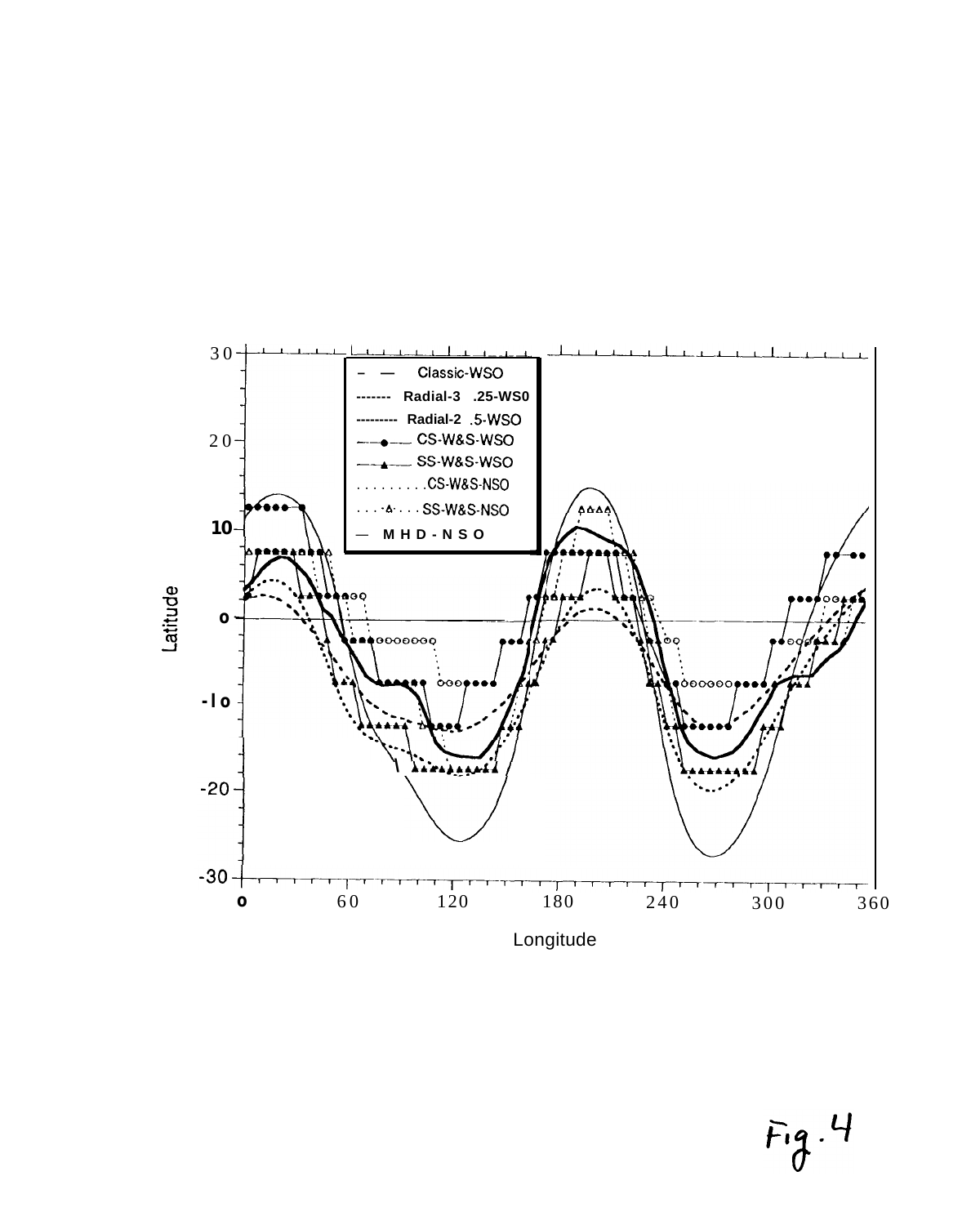Fig. 4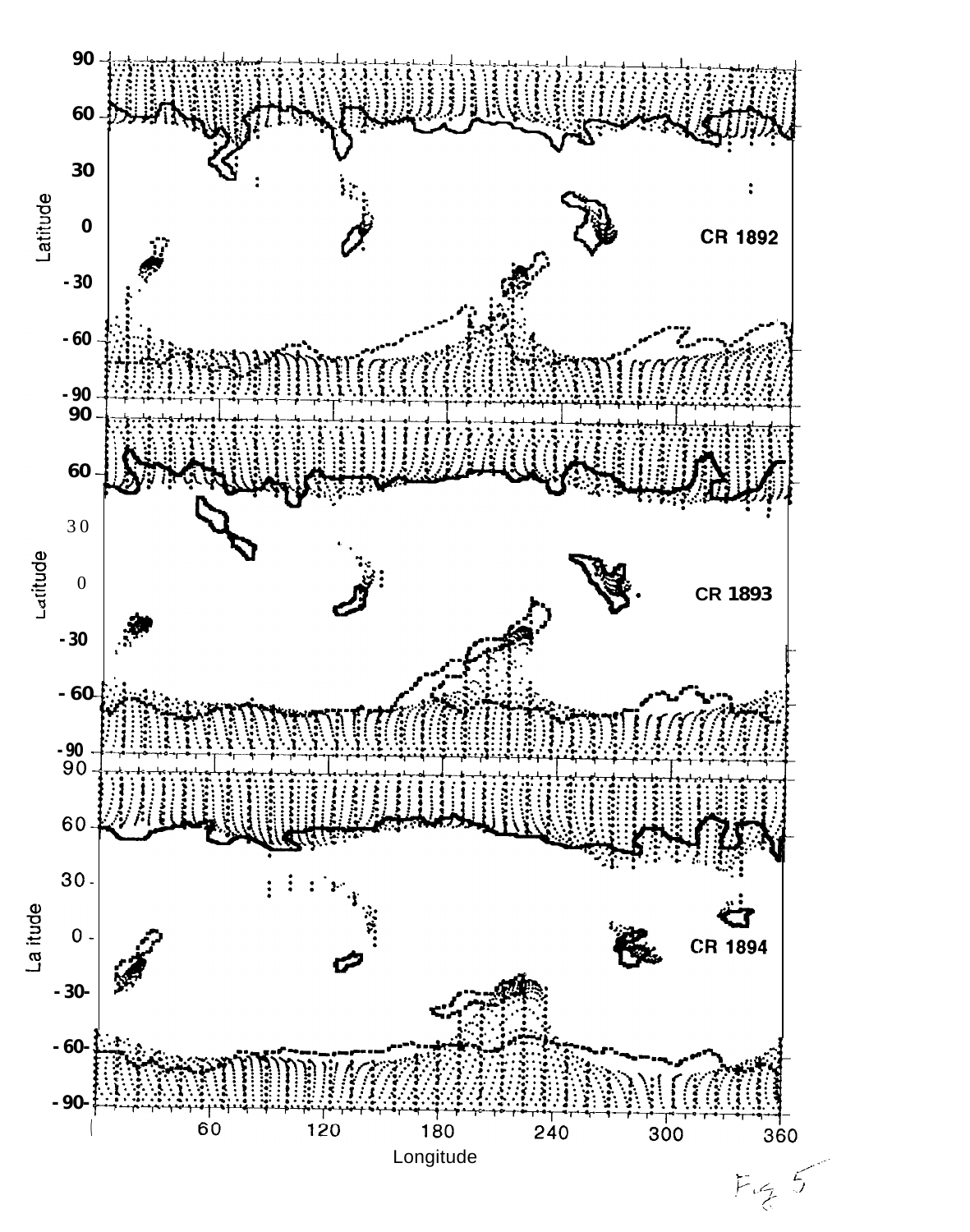Fig 5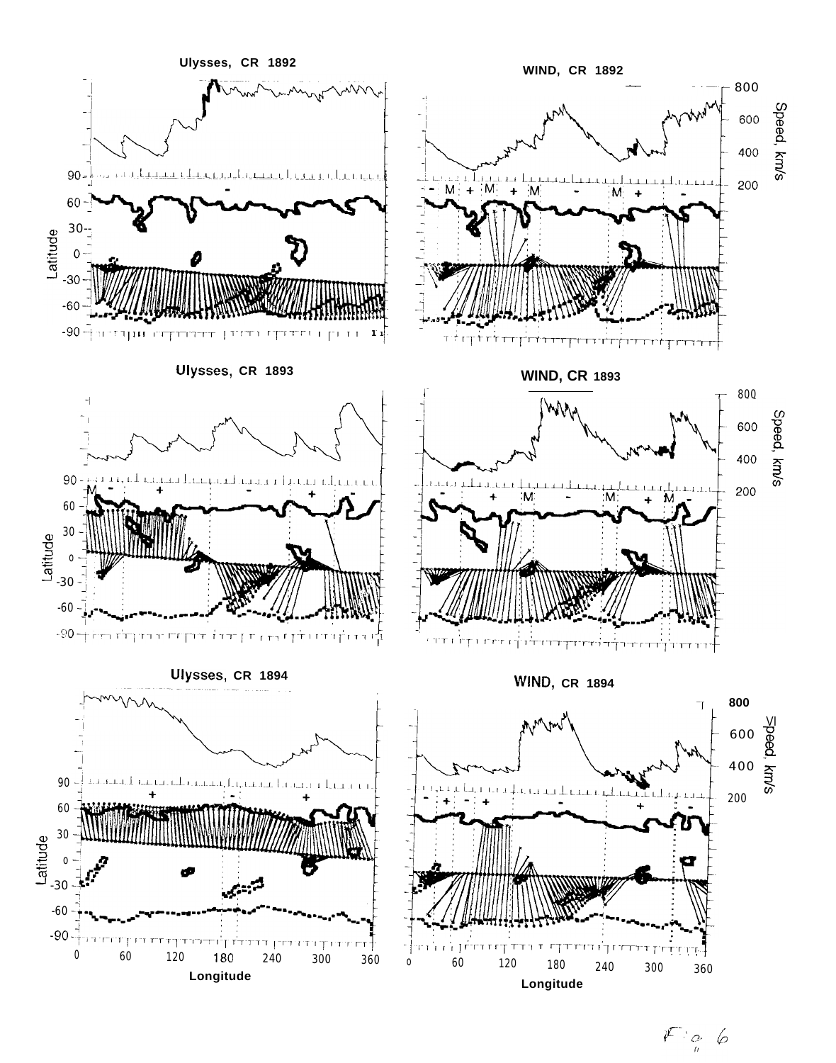Ulysses, CR 1892

WIND, CR 1892

Ulysses, CR 1893

WIND, CR 1893

Ulysses, CR 1894

WIND, CR 1894

Fig. 6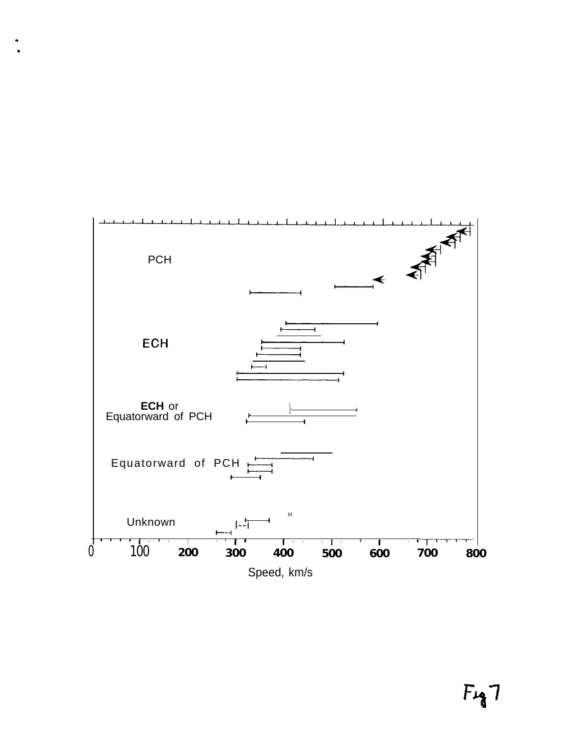PCH

ECH

**ECH** or
Equatorward of PCH

Equatorward of PCH

Unknown

0 100 200 300 400 500 600 700 800

Speed, km/s

Fig 7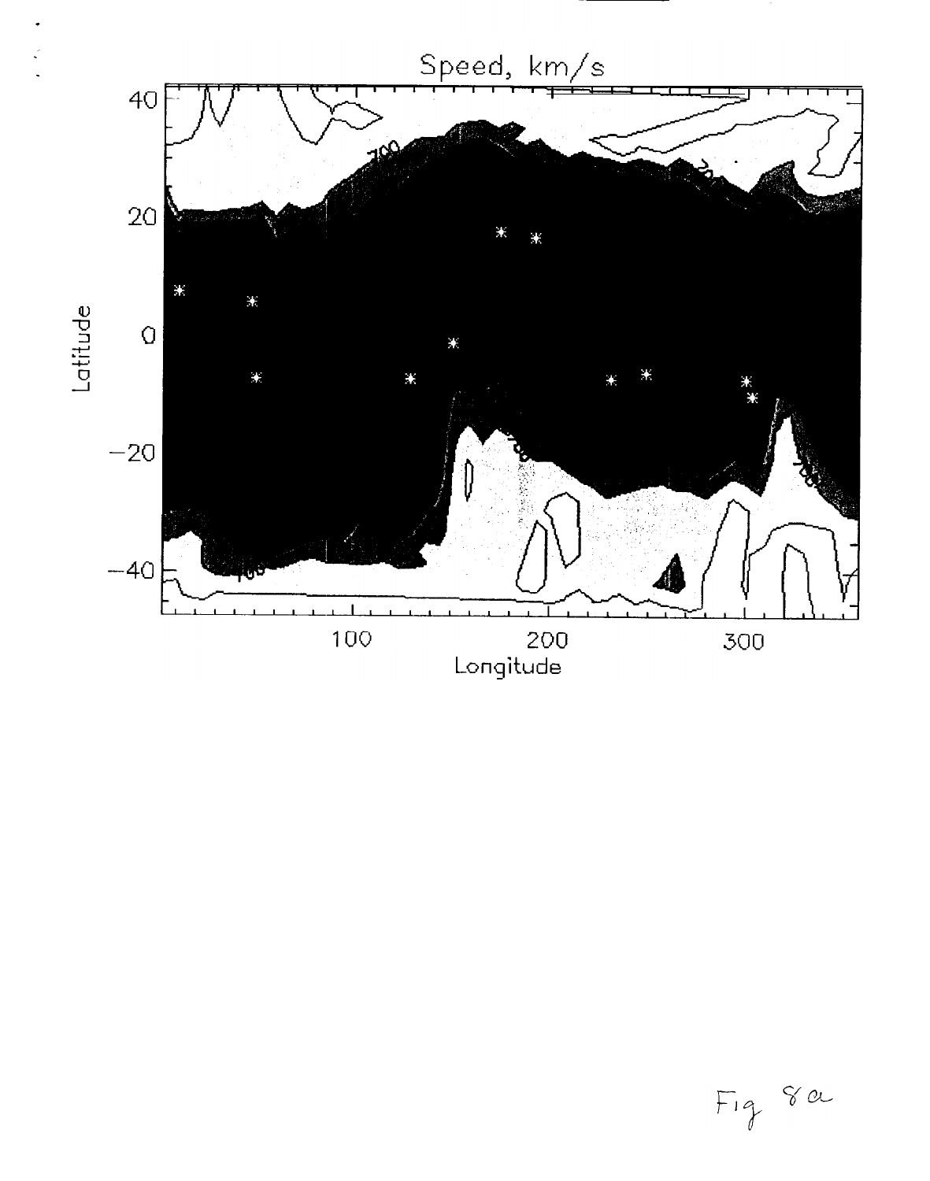Speed, km/s

Latitude

Longitude

Fig 8a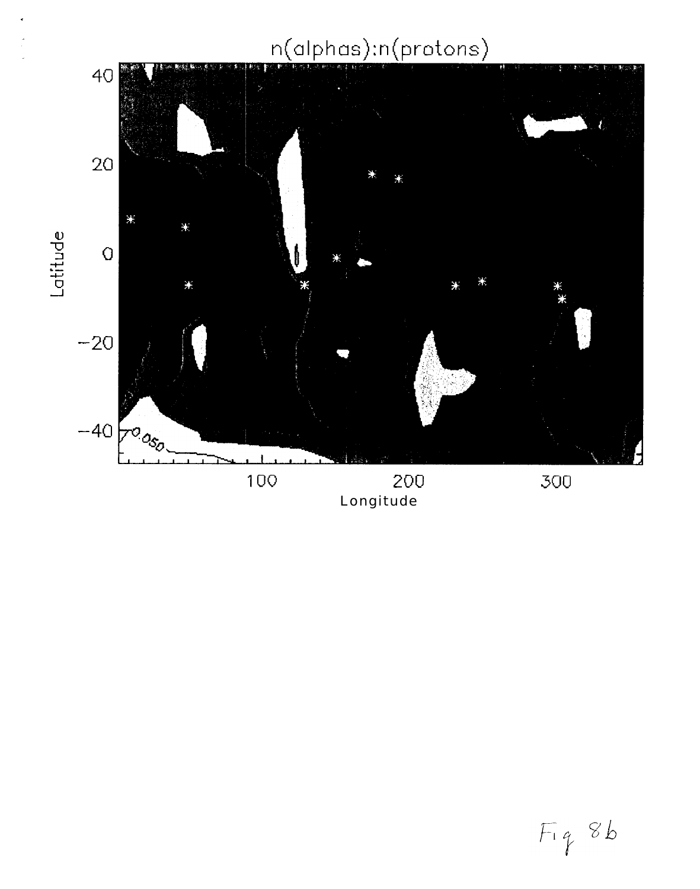Fig 8b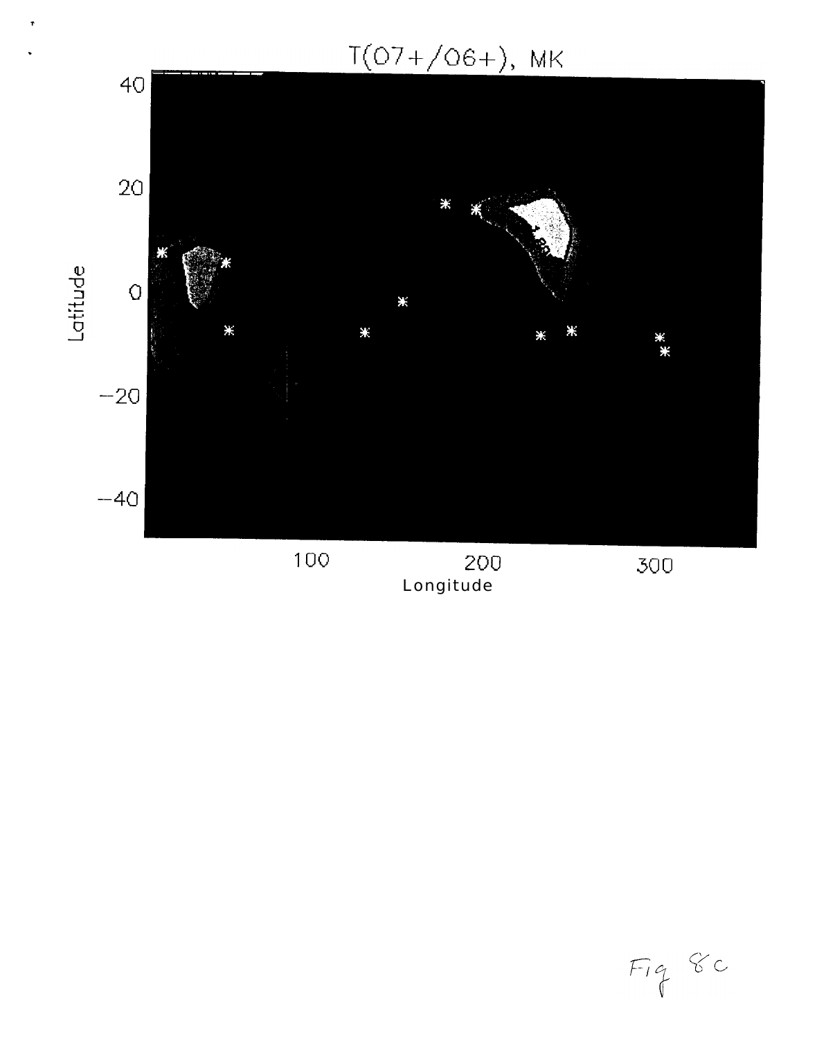T(O7+/O6+), MK

Fig 8c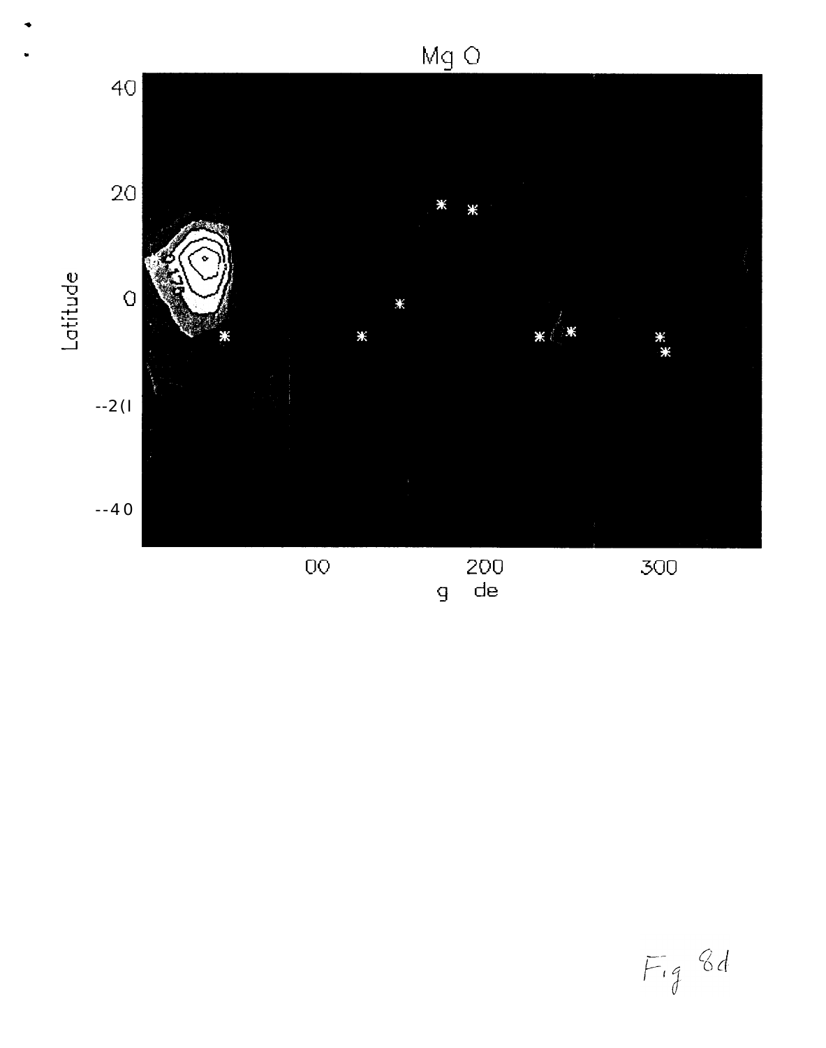Mg O

Latitude

40

20

0

--2(I

--40

00

200

300

g de

Fig 8d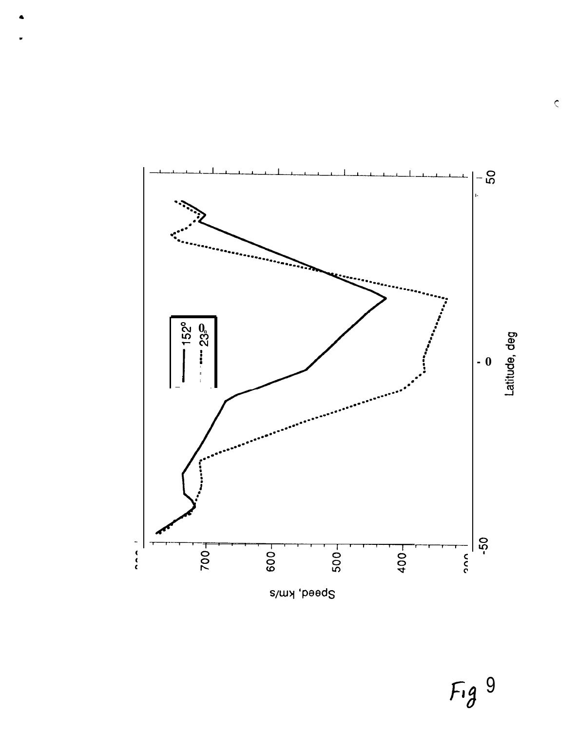Speed, km/s

Latitude, deg

152°

230

Fig 9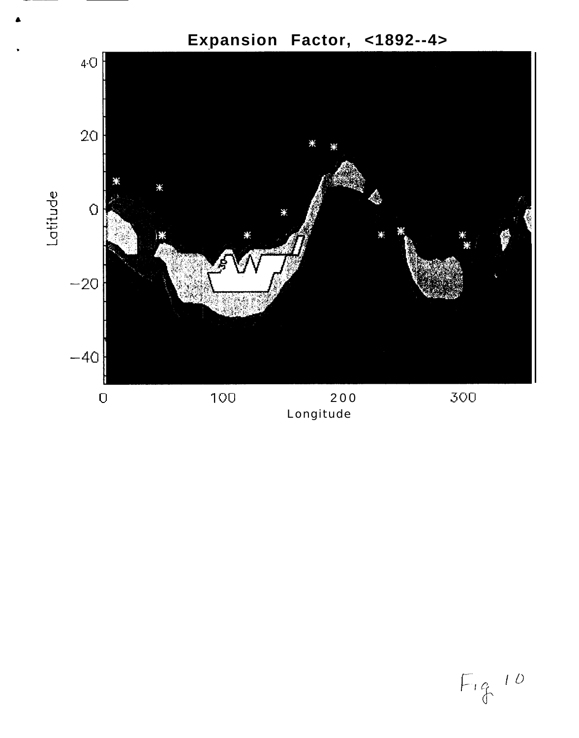Expansion Factor, <1892--4>

40

20

0

−20

−40

Latitude

0

100

200

300

Longitude

Fig 10